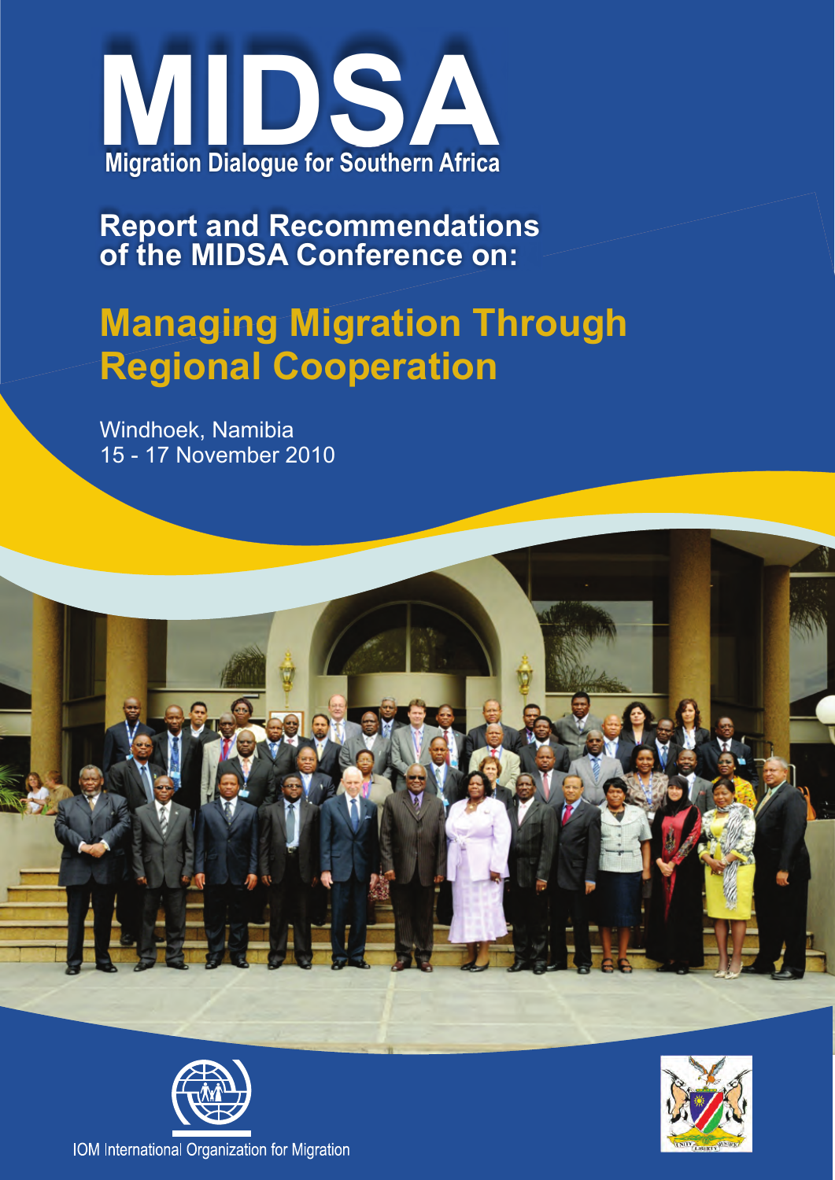# MIDSA

**Migration Dialogue for Southern Africa**

## Report and Recommendations of the MIDSA Conference on:

# Managing Migration Through Regional Cooperation

Windhoek, Namibia
15 - 17 November 2010

IOM International Organization for Migration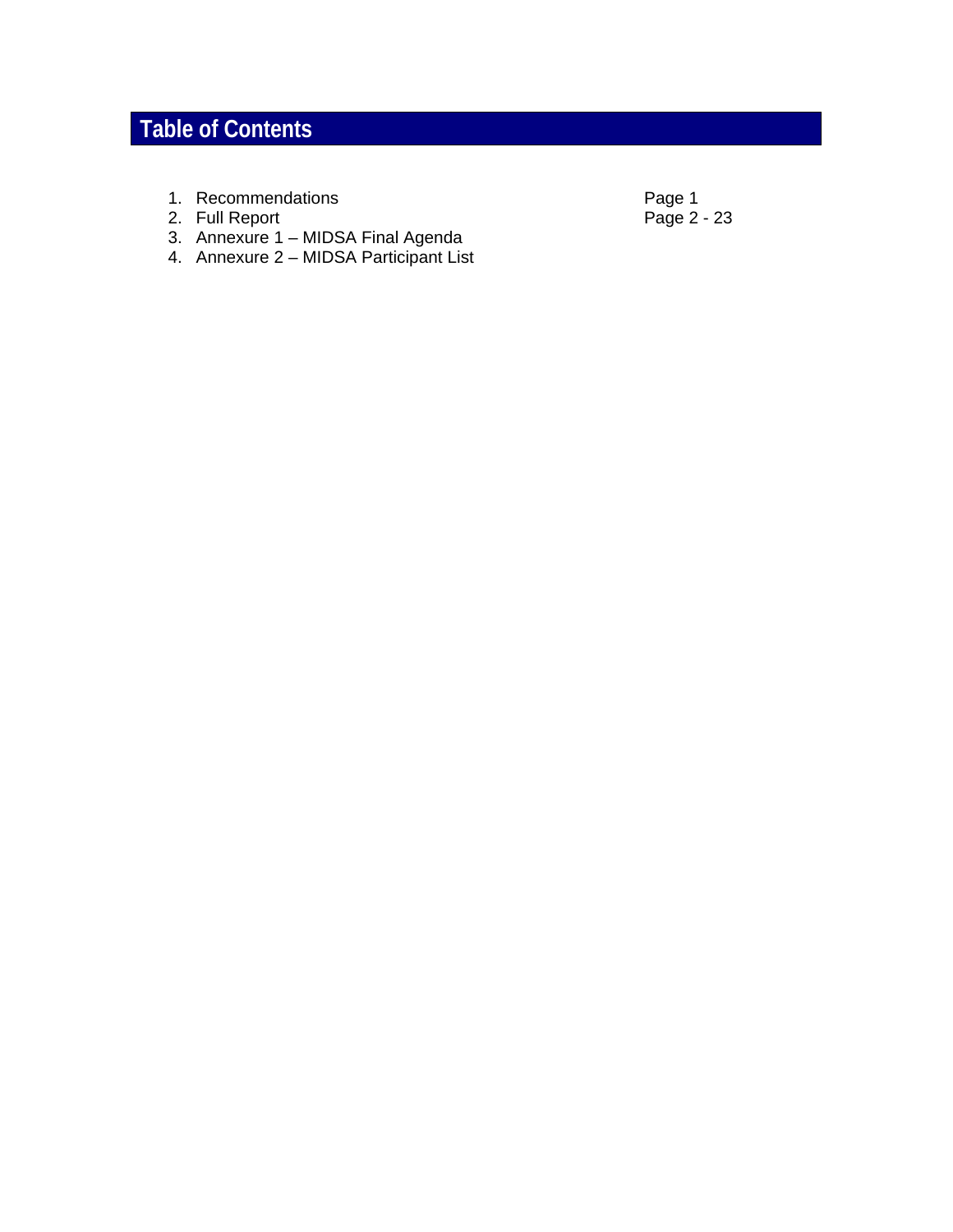# Table of Contents

| | |
|---|---|
| 1. Recommendations | Page 1 |
| 2. Full Report | Page 2 - 23 |
| 3. Annexure 1 – MIDSA Final Agenda | |
| 4. Annexure 2 – MIDSA Participant List | |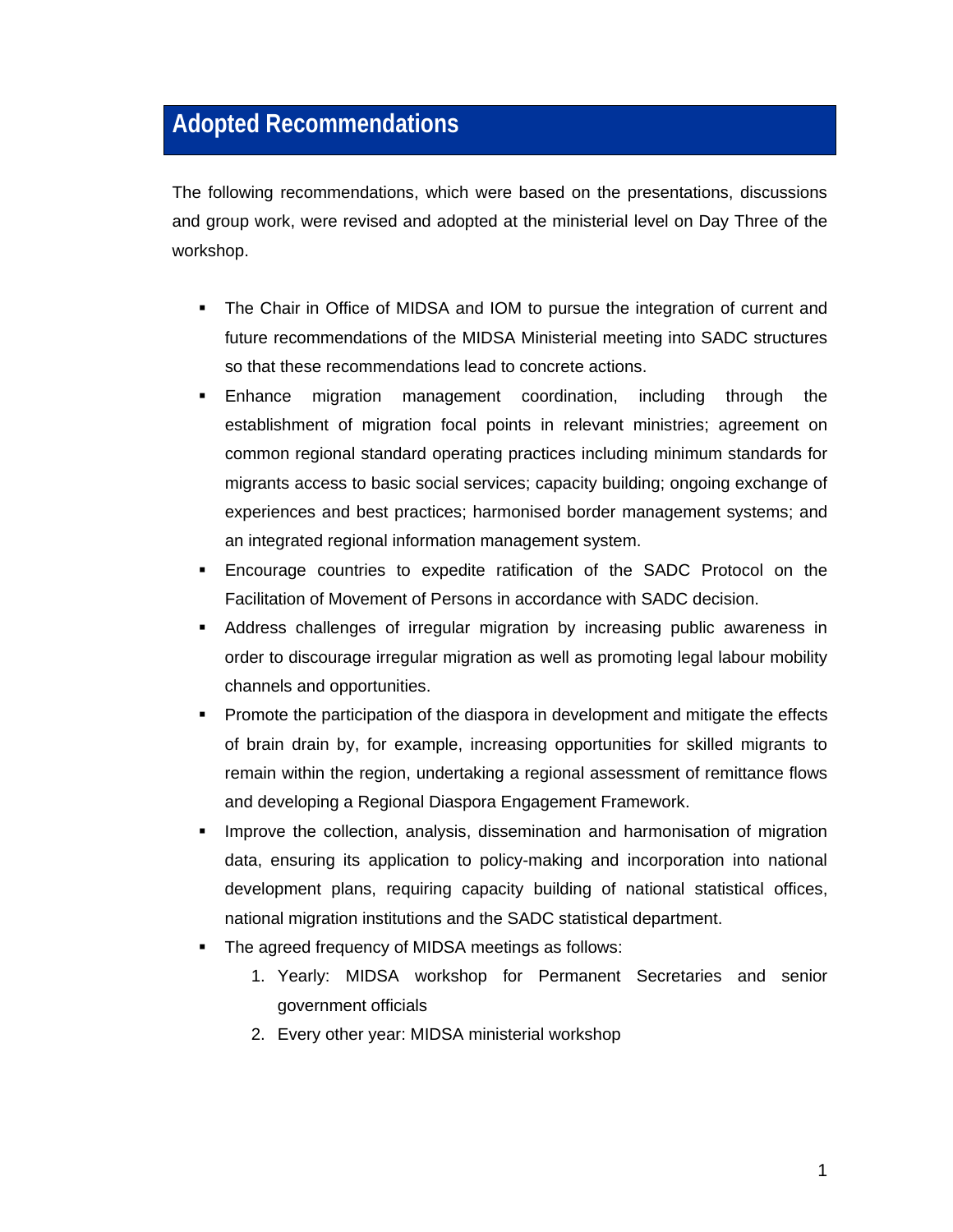# Adopted Recommendations

The following recommendations, which were based on the presentations, discussions and group work, were revised and adopted at the ministerial level on Day Three of the workshop.

- The Chair in Office of MIDSA and IOM to pursue the integration of current and future recommendations of the MIDSA Ministerial meeting into SADC structures so that these recommendations lead to concrete actions.
- Enhance migration management coordination, including through the establishment of migration focal points in relevant ministries; agreement on common regional standard operating practices including minimum standards for migrants access to basic social services; capacity building; ongoing exchange of experiences and best practices; harmonised border management systems; and an integrated regional information management system.
- Encourage countries to expedite ratification of the SADC Protocol on the Facilitation of Movement of Persons in accordance with SADC decision.
- Address challenges of irregular migration by increasing public awareness in order to discourage irregular migration as well as promoting legal labour mobility channels and opportunities.
- Promote the participation of the diaspora in development and mitigate the effects of brain drain by, for example, increasing opportunities for skilled migrants to remain within the region, undertaking a regional assessment of remittance flows and developing a Regional Diaspora Engagement Framework.
- Improve the collection, analysis, dissemination and harmonisation of migration data, ensuring its application to policy-making and incorporation into national development plans, requiring capacity building of national statistical offices, national migration institutions and the SADC statistical department.
- The agreed frequency of MIDSA meetings as follows:
    1. Yearly: MIDSA workshop for Permanent Secretaries and senior government officials
    2. Every other year: MIDSA ministerial workshop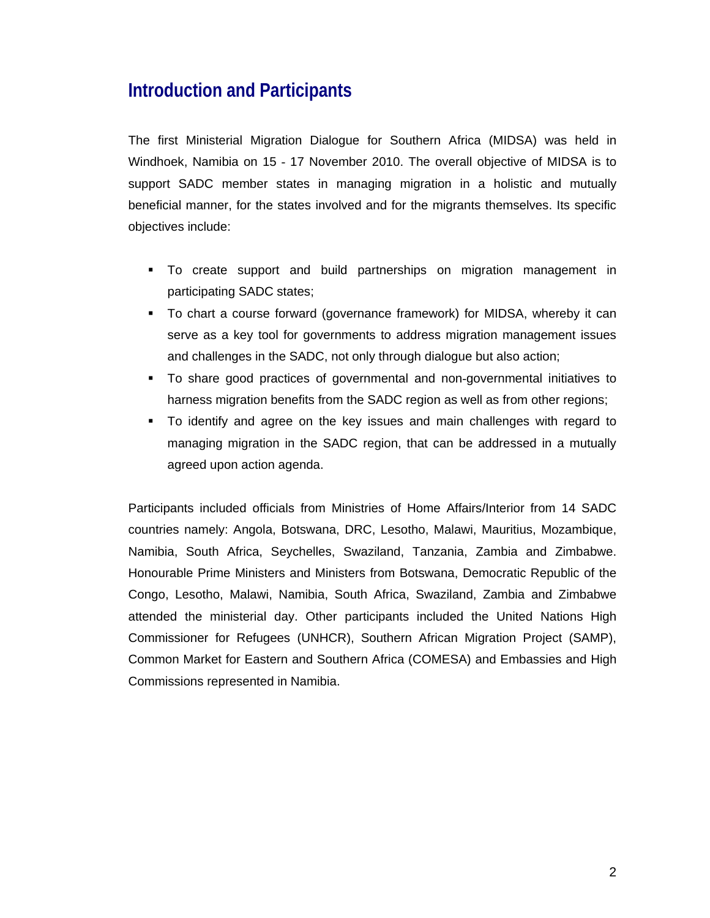## Introduction and Participants

The first Ministerial Migration Dialogue for Southern Africa (MIDSA) was held in Windhoek, Namibia on 15 - 17 November 2010. The overall objective of MIDSA is to support SADC member states in managing migration in a holistic and mutually beneficial manner, for the states involved and for the migrants themselves. Its specific objectives include:

- To create support and build partnerships on migration management in participating SADC states;
- To chart a course forward (governance framework) for MIDSA, whereby it can serve as a key tool for governments to address migration management issues and challenges in the SADC, not only through dialogue but also action;
- To share good practices of governmental and non-governmental initiatives to harness migration benefits from the SADC region as well as from other regions;
- To identify and agree on the key issues and main challenges with regard to managing migration in the SADC region, that can be addressed in a mutually agreed upon action agenda.

Participants included officials from Ministries of Home Affairs/Interior from 14 SADC countries namely: Angola, Botswana, DRC, Lesotho, Malawi, Mauritius, Mozambique, Namibia, South Africa, Seychelles, Swaziland, Tanzania, Zambia and Zimbabwe. Honourable Prime Ministers and Ministers from Botswana, Democratic Republic of the Congo, Lesotho, Malawi, Namibia, South Africa, Swaziland, Zambia and Zimbabwe attended the ministerial day. Other participants included the United Nations High Commissioner for Refugees (UNHCR), Southern African Migration Project (SAMP), Common Market for Eastern and Southern Africa (COMESA) and Embassies and High Commissions represented in Namibia.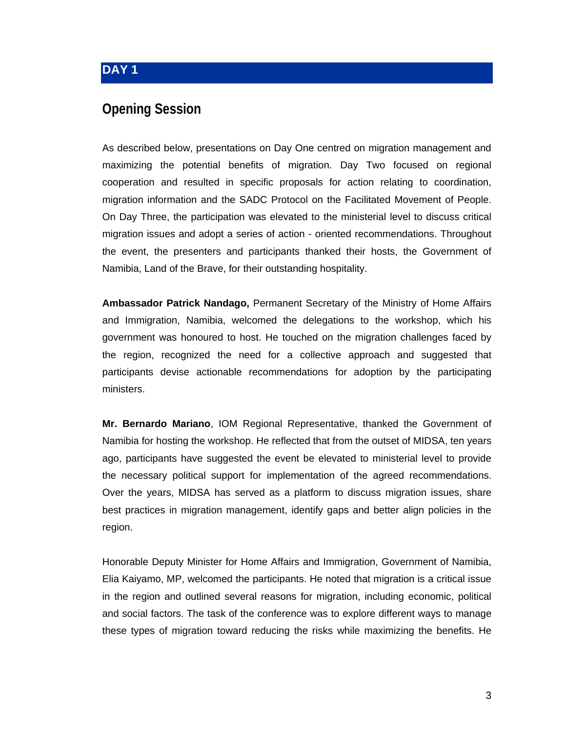# DAY 1

## Opening Session

As described below, presentations on Day One centred on migration management and maximizing the potential benefits of migration. Day Two focused on regional cooperation and resulted in specific proposals for action relating to coordination, migration information and the SADC Protocol on the Facilitated Movement of People. On Day Three, the participation was elevated to the ministerial level to discuss critical migration issues and adopt a series of action - oriented recommendations. Throughout the event, the presenters and participants thanked their hosts, the Government of Namibia, Land of the Brave, for their outstanding hospitality.

**Ambassador Patrick Nandago,** Permanent Secretary of the Ministry of Home Affairs and Immigration, Namibia, welcomed the delegations to the workshop, which his government was honoured to host. He touched on the migration challenges faced by the region, recognized the need for a collective approach and suggested that participants devise actionable recommendations for adoption by the participating ministers.

**Mr. Bernardo Mariano**, IOM Regional Representative, thanked the Government of Namibia for hosting the workshop. He reflected that from the outset of MIDSA, ten years ago, participants have suggested the event be elevated to ministerial level to provide the necessary political support for implementation of the agreed recommendations. Over the years, MIDSA has served as a platform to discuss migration issues, share best practices in migration management, identify gaps and better align policies in the region.

Honorable Deputy Minister for Home Affairs and Immigration, Government of Namibia, Elia Kaiyamo, MP, welcomed the participants. He noted that migration is a critical issue in the region and outlined several reasons for migration, including economic, political and social factors. The task of the conference was to explore different ways to manage these types of migration toward reducing the risks while maximizing the benefits. He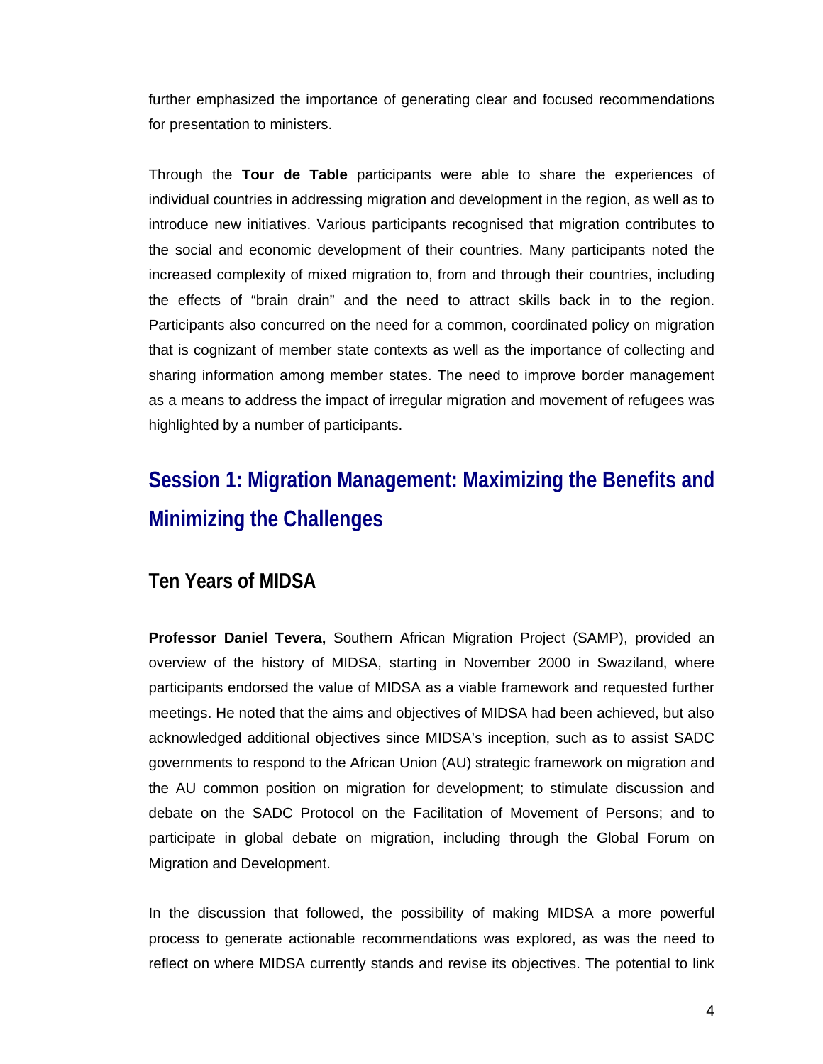further emphasized the importance of generating clear and focused recommendations for presentation to ministers.

Through the **Tour de Table** participants were able to share the experiences of individual countries in addressing migration and development in the region, as well as to introduce new initiatives. Various participants recognised that migration contributes to the social and economic development of their countries. Many participants noted the increased complexity of mixed migration to, from and through their countries, including the effects of "brain drain" and the need to attract skills back in to the region. Participants also concurred on the need for a common, coordinated policy on migration that is cognizant of member state contexts as well as the importance of collecting and sharing information among member states. The need to improve border management as a means to address the impact of irregular migration and movement of refugees was highlighted by a number of participants.

## Session 1: Migration Management: Maximizing the Benefits and Minimizing the Challenges

### Ten Years of MIDSA

**Professor Daniel Tevera,** Southern African Migration Project (SAMP), provided an overview of the history of MIDSA, starting in November 2000 in Swaziland, where participants endorsed the value of MIDSA as a viable framework and requested further meetings. He noted that the aims and objectives of MIDSA had been achieved, but also acknowledged additional objectives since MIDSA's inception, such as to assist SADC governments to respond to the African Union (AU) strategic framework on migration and the AU common position on migration for development; to stimulate discussion and debate on the SADC Protocol on the Facilitation of Movement of Persons; and to participate in global debate on migration, including through the Global Forum on Migration and Development.

In the discussion that followed, the possibility of making MIDSA a more powerful process to generate actionable recommendations was explored, as was the need to reflect on where MIDSA currently stands and revise its objectives. The potential to link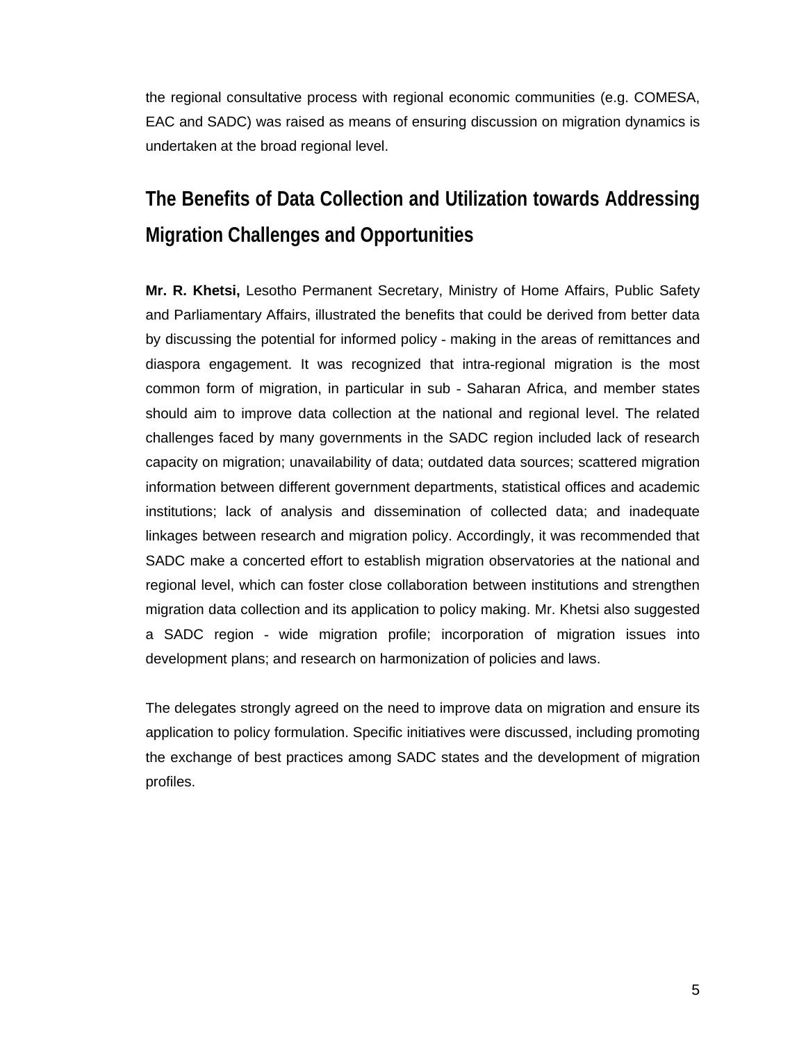the regional consultative process with regional economic communities (e.g. COMESA, EAC and SADC) was raised as means of ensuring discussion on migration dynamics is undertaken at the broad regional level.

## The Benefits of Data Collection and Utilization towards Addressing Migration Challenges and Opportunities

**Mr. R. Khetsi,** Lesotho Permanent Secretary, Ministry of Home Affairs, Public Safety and Parliamentary Affairs, illustrated the benefits that could be derived from better data by discussing the potential for informed policy - making in the areas of remittances and diaspora engagement. It was recognized that intra-regional migration is the most common form of migration, in particular in sub - Saharan Africa, and member states should aim to improve data collection at the national and regional level. The related challenges faced by many governments in the SADC region included lack of research capacity on migration; unavailability of data; outdated data sources; scattered migration information between different government departments, statistical offices and academic institutions; lack of analysis and dissemination of collected data; and inadequate linkages between research and migration policy. Accordingly, it was recommended that SADC make a concerted effort to establish migration observatories at the national and regional level, which can foster close collaboration between institutions and strengthen migration data collection and its application to policy making. Mr. Khetsi also suggested a SADC region - wide migration profile; incorporation of migration issues into development plans; and research on harmonization of policies and laws.

The delegates strongly agreed on the need to improve data on migration and ensure its application to policy formulation. Specific initiatives were discussed, including promoting the exchange of best practices among SADC states and the development of migration profiles.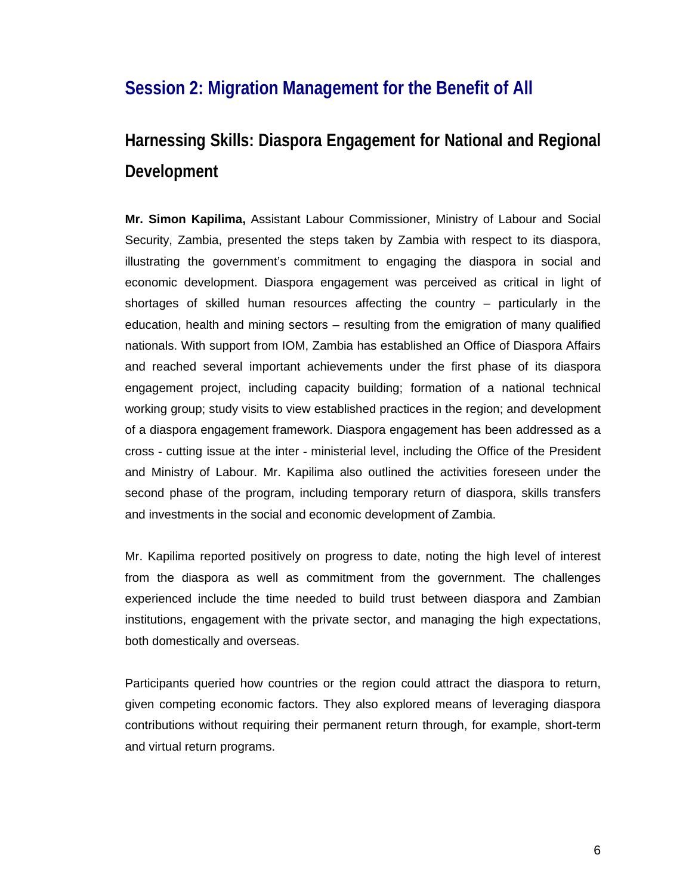## Session 2: Migration Management for the Benefit of All

### Harnessing Skills: Diaspora Engagement for National and Regional Development

**Mr. Simon Kapilima,** Assistant Labour Commissioner, Ministry of Labour and Social Security, Zambia, presented the steps taken by Zambia with respect to its diaspora, illustrating the government's commitment to engaging the diaspora in social and economic development. Diaspora engagement was perceived as critical in light of shortages of skilled human resources affecting the country – particularly in the education, health and mining sectors – resulting from the emigration of many qualified nationals. With support from IOM, Zambia has established an Office of Diaspora Affairs and reached several important achievements under the first phase of its diaspora engagement project, including capacity building; formation of a national technical working group; study visits to view established practices in the region; and development of a diaspora engagement framework. Diaspora engagement has been addressed as a cross - cutting issue at the inter - ministerial level, including the Office of the President and Ministry of Labour. Mr. Kapilima also outlined the activities foreseen under the second phase of the program, including temporary return of diaspora, skills transfers and investments in the social and economic development of Zambia.

Mr. Kapilima reported positively on progress to date, noting the high level of interest from the diaspora as well as commitment from the government. The challenges experienced include the time needed to build trust between diaspora and Zambian institutions, engagement with the private sector, and managing the high expectations, both domestically and overseas.

Participants queried how countries or the region could attract the diaspora to return, given competing economic factors. They also explored means of leveraging diaspora contributions without requiring their permanent return through, for example, short-term and virtual return programs.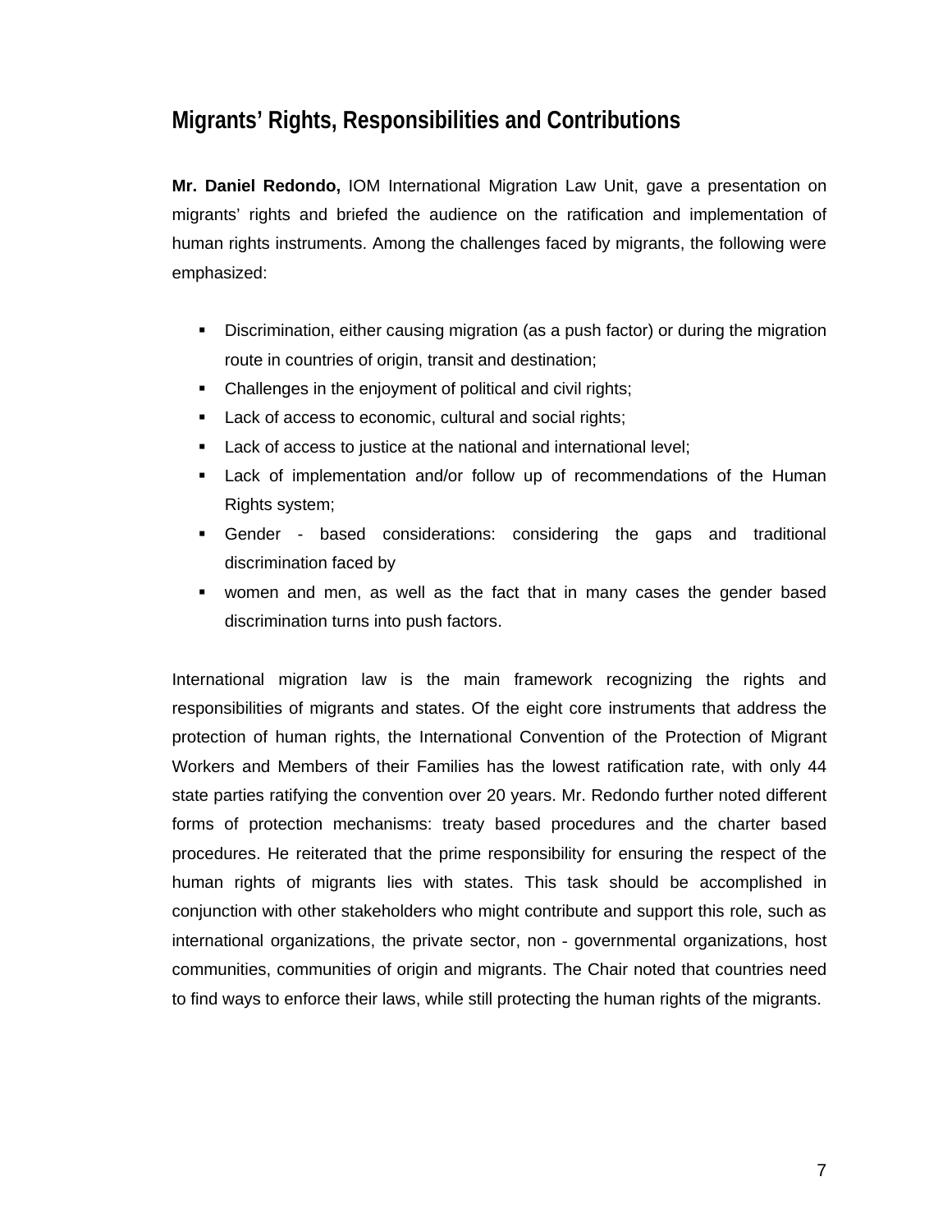## Migrants' Rights, Responsibilities and Contributions

**Mr. Daniel Redondo,** IOM International Migration Law Unit, gave a presentation on migrants' rights and briefed the audience on the ratification and implementation of human rights instruments. Among the challenges faced by migrants, the following were emphasized:

- Discrimination, either causing migration (as a push factor) or during the migration route in countries of origin, transit and destination;
- Challenges in the enjoyment of political and civil rights;
- Lack of access to economic, cultural and social rights;
- Lack of access to justice at the national and international level;
- Lack of implementation and/or follow up of recommendations of the Human Rights system;
- Gender - based considerations: considering the gaps and traditional discrimination faced by
- women and men, as well as the fact that in many cases the gender based discrimination turns into push factors.

International migration law is the main framework recognizing the rights and responsibilities of migrants and states. Of the eight core instruments that address the protection of human rights, the International Convention of the Protection of Migrant Workers and Members of their Families has the lowest ratification rate, with only 44 state parties ratifying the convention over 20 years. Mr. Redondo further noted different forms of protection mechanisms: treaty based procedures and the charter based procedures. He reiterated that the prime responsibility for ensuring the respect of the human rights of migrants lies with states. This task should be accomplished in conjunction with other stakeholders who might contribute and support this role, such as international organizations, the private sector, non - governmental organizations, host communities, communities of origin and migrants. The Chair noted that countries need to find ways to enforce their laws, while still protecting the human rights of the migrants.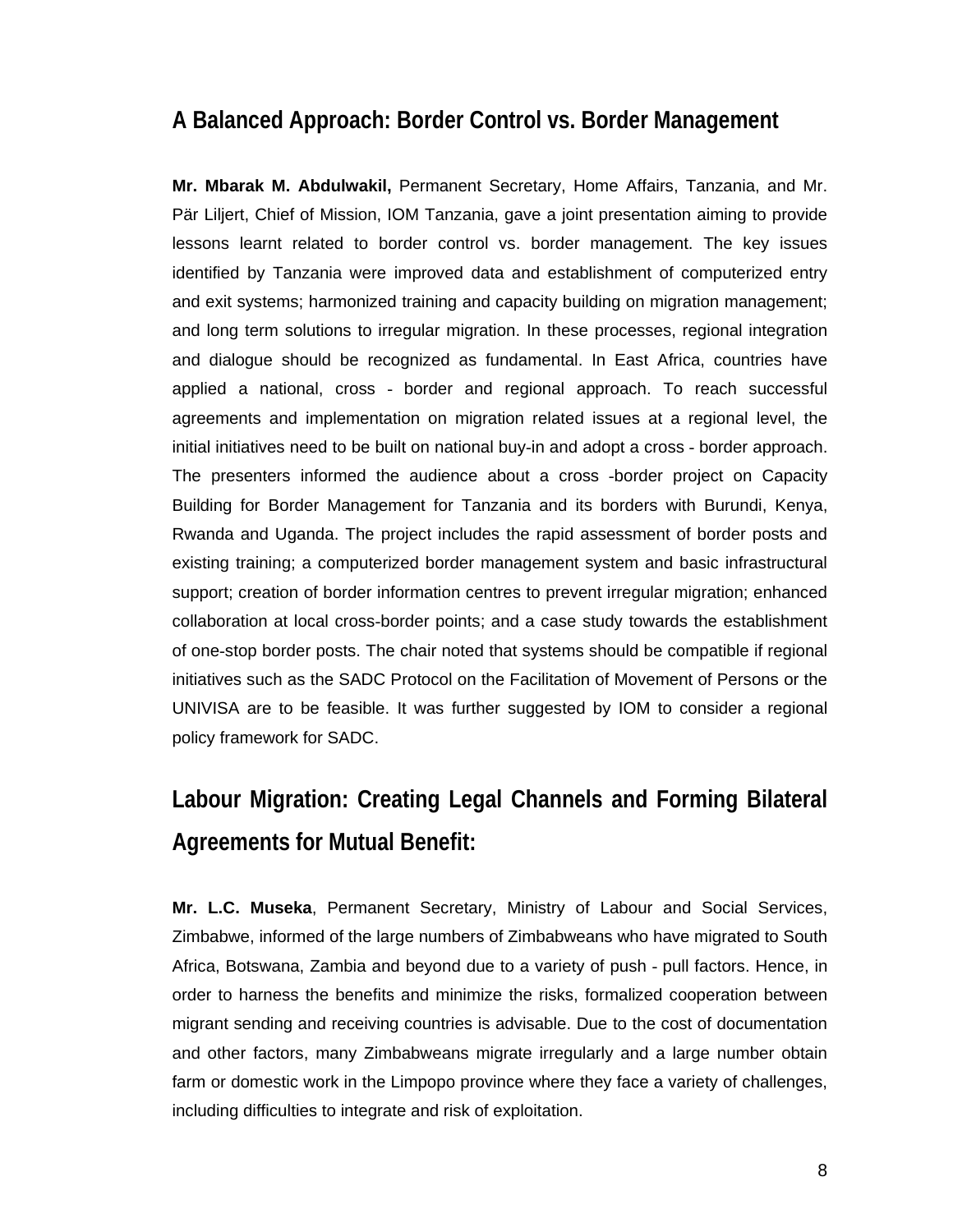## A Balanced Approach: Border Control vs. Border Management

**Mr. Mbarak M. Abdulwakil,** Permanent Secretary, Home Affairs, Tanzania, and Mr. Pär Liljert, Chief of Mission, IOM Tanzania, gave a joint presentation aiming to provide lessons learnt related to border control vs. border management. The key issues identified by Tanzania were improved data and establishment of computerized entry and exit systems; harmonized training and capacity building on migration management; and long term solutions to irregular migration. In these processes, regional integration and dialogue should be recognized as fundamental. In East Africa, countries have applied a national, cross - border and regional approach. To reach successful agreements and implementation on migration related issues at a regional level, the initial initiatives need to be built on national buy-in and adopt a cross - border approach. The presenters informed the audience about a cross -border project on Capacity Building for Border Management for Tanzania and its borders with Burundi, Kenya, Rwanda and Uganda. The project includes the rapid assessment of border posts and existing training; a computerized border management system and basic infrastructural support; creation of border information centres to prevent irregular migration; enhanced collaboration at local cross-border points; and a case study towards the establishment of one-stop border posts. The chair noted that systems should be compatible if regional initiatives such as the SADC Protocol on the Facilitation of Movement of Persons or the UNIVISA are to be feasible. It was further suggested by IOM to consider a regional policy framework for SADC.

## Labour Migration: Creating Legal Channels and Forming Bilateral Agreements for Mutual Benefit:

**Mr. L.C. Museka**, Permanent Secretary, Ministry of Labour and Social Services, Zimbabwe, informed of the large numbers of Zimbabweans who have migrated to South Africa, Botswana, Zambia and beyond due to a variety of push - pull factors. Hence, in order to harness the benefits and minimize the risks, formalized cooperation between migrant sending and receiving countries is advisable. Due to the cost of documentation and other factors, many Zimbabweans migrate irregularly and a large number obtain farm or domestic work in the Limpopo province where they face a variety of challenges, including difficulties to integrate and risk of exploitation.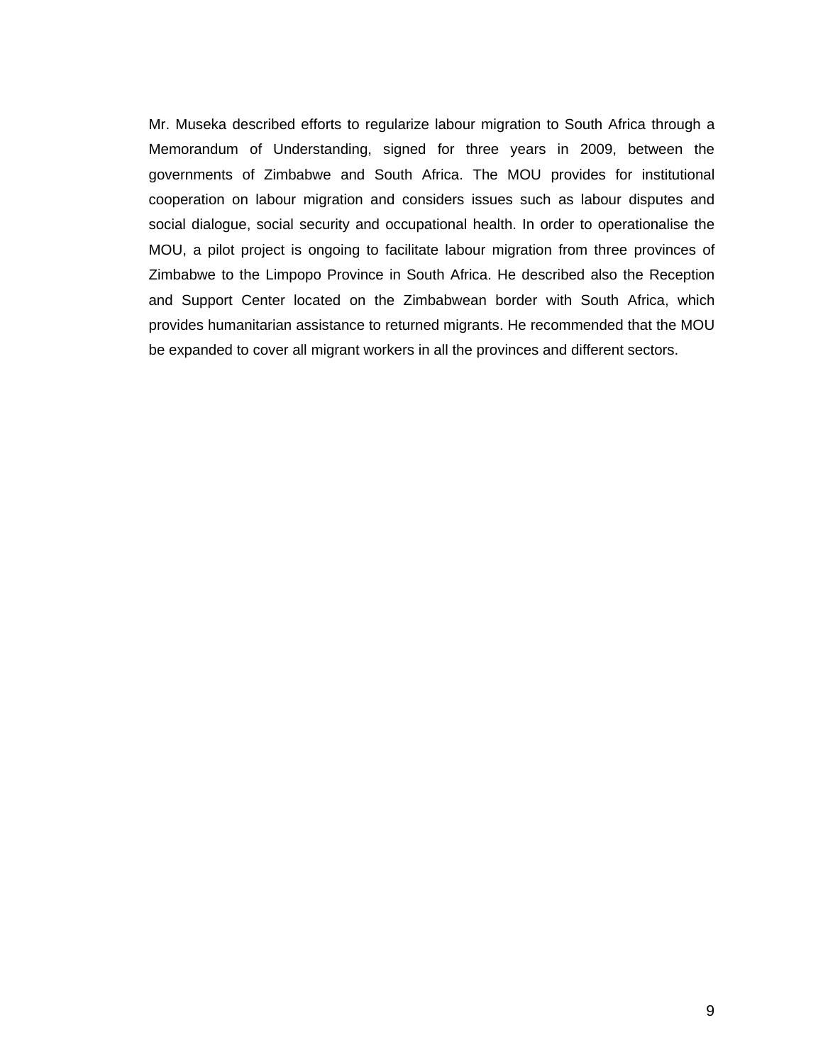Mr. Museka described efforts to regularize labour migration to South Africa through a Memorandum of Understanding, signed for three years in 2009, between the governments of Zimbabwe and South Africa. The MOU provides for institutional cooperation on labour migration and considers issues such as labour disputes and social dialogue, social security and occupational health. In order to operationalise the MOU, a pilot project is ongoing to facilitate labour migration from three provinces of Zimbabwe to the Limpopo Province in South Africa. He described also the Reception and Support Center located on the Zimbabwean border with South Africa, which provides humanitarian assistance to returned migrants. He recommended that the MOU be expanded to cover all migrant workers in all the provinces and different sectors.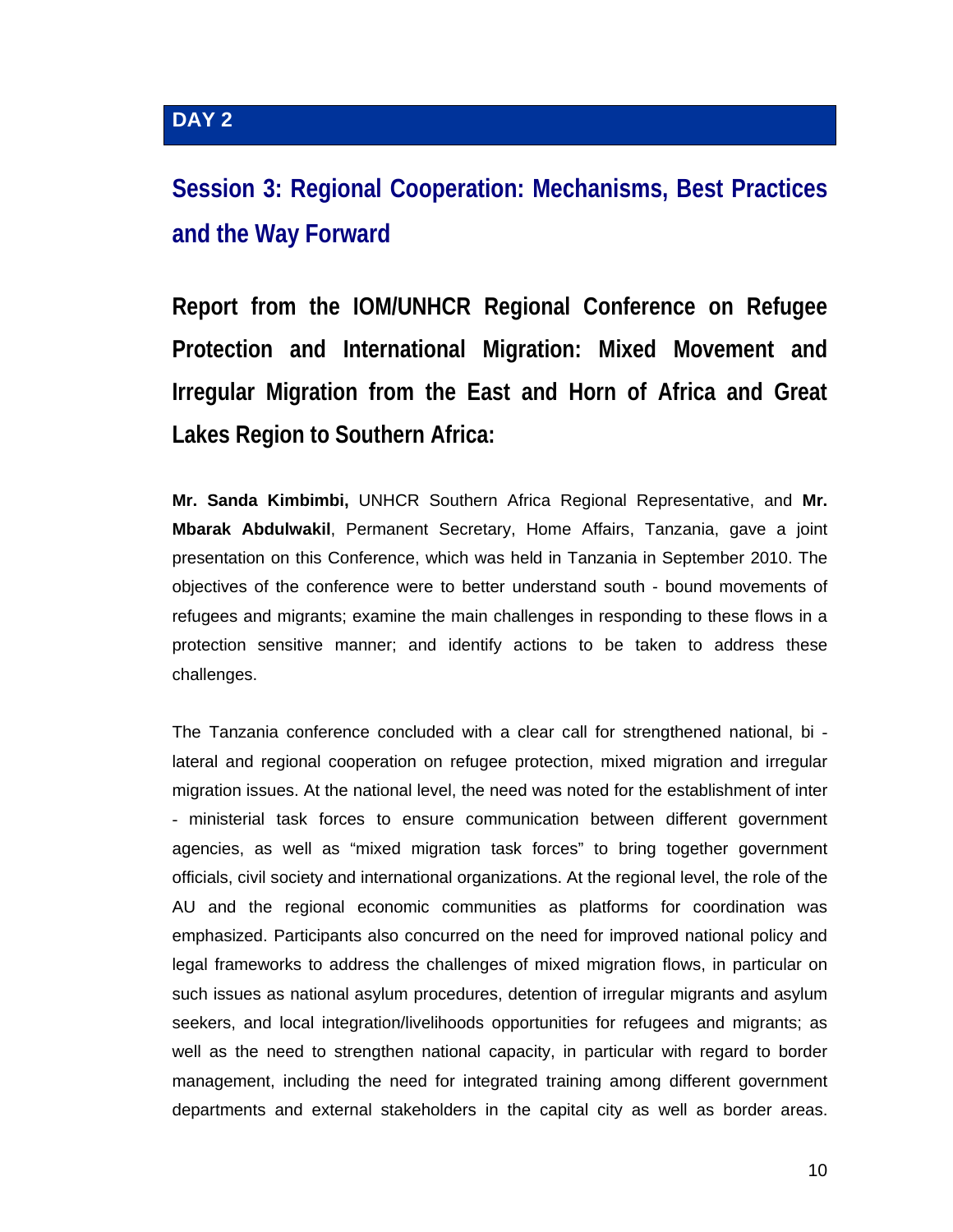## DAY 2

## Session 3: Regional Cooperation: Mechanisms, Best Practices and the Way Forward

### Report from the IOM/UNHCR Regional Conference on Refugee Protection and International Migration: Mixed Movement and Irregular Migration from the East and Horn of Africa and Great Lakes Region to Southern Africa:

**Mr. Sanda Kimbimbi,** UNHCR Southern Africa Regional Representative, and **Mr. Mbarak Abdulwakil**, Permanent Secretary, Home Affairs, Tanzania, gave a joint presentation on this Conference, which was held in Tanzania in September 2010. The objectives of the conference were to better understand south - bound movements of refugees and migrants; examine the main challenges in responding to these flows in a protection sensitive manner; and identify actions to be taken to address these challenges.

The Tanzania conference concluded with a clear call for strengthened national, bi - lateral and regional cooperation on refugee protection, mixed migration and irregular migration issues. At the national level, the need was noted for the establishment of inter - ministerial task forces to ensure communication between different government agencies, as well as "mixed migration task forces" to bring together government officials, civil society and international organizations. At the regional level, the role of the AU and the regional economic communities as platforms for coordination was emphasized. Participants also concurred on the need for improved national policy and legal frameworks to address the challenges of mixed migration flows, in particular on such issues as national asylum procedures, detention of irregular migrants and asylum seekers, and local integration/livelihoods opportunities for refugees and migrants; as well as the need to strengthen national capacity, in particular with regard to border management, including the need for integrated training among different government departments and external stakeholders in the capital city as well as border areas.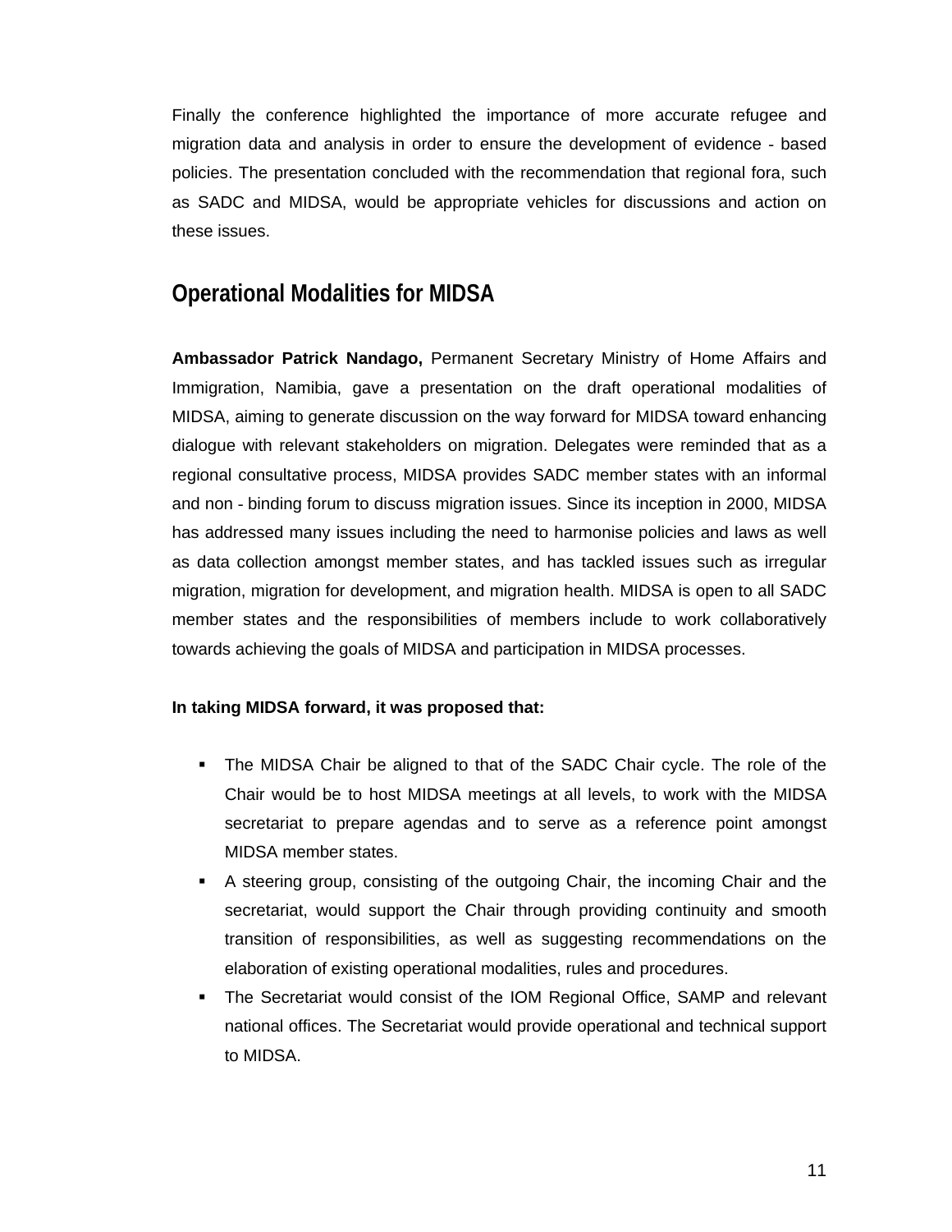Finally the conference highlighted the importance of more accurate refugee and migration data and analysis in order to ensure the development of evidence - based policies. The presentation concluded with the recommendation that regional fora, such as SADC and MIDSA, would be appropriate vehicles for discussions and action on these issues.

## Operational Modalities for MIDSA

**Ambassador Patrick Nandago,** Permanent Secretary Ministry of Home Affairs and Immigration, Namibia, gave a presentation on the draft operational modalities of MIDSA, aiming to generate discussion on the way forward for MIDSA toward enhancing dialogue with relevant stakeholders on migration. Delegates were reminded that as a regional consultative process, MIDSA provides SADC member states with an informal and non - binding forum to discuss migration issues. Since its inception in 2000, MIDSA has addressed many issues including the need to harmonise policies and laws as well as data collection amongst member states, and has tackled issues such as irregular migration, migration for development, and migration health. MIDSA is open to all SADC member states and the responsibilities of members include to work collaboratively towards achieving the goals of MIDSA and participation in MIDSA processes.

**In taking MIDSA forward, it was proposed that:**

- The MIDSA Chair be aligned to that of the SADC Chair cycle. The role of the Chair would be to host MIDSA meetings at all levels, to work with the MIDSA secretariat to prepare agendas and to serve as a reference point amongst MIDSA member states.
- A steering group, consisting of the outgoing Chair, the incoming Chair and the secretariat, would support the Chair through providing continuity and smooth transition of responsibilities, as well as suggesting recommendations on the elaboration of existing operational modalities, rules and procedures.
- The Secretariat would consist of the IOM Regional Office, SAMP and relevant national offices. The Secretariat would provide operational and technical support to MIDSA.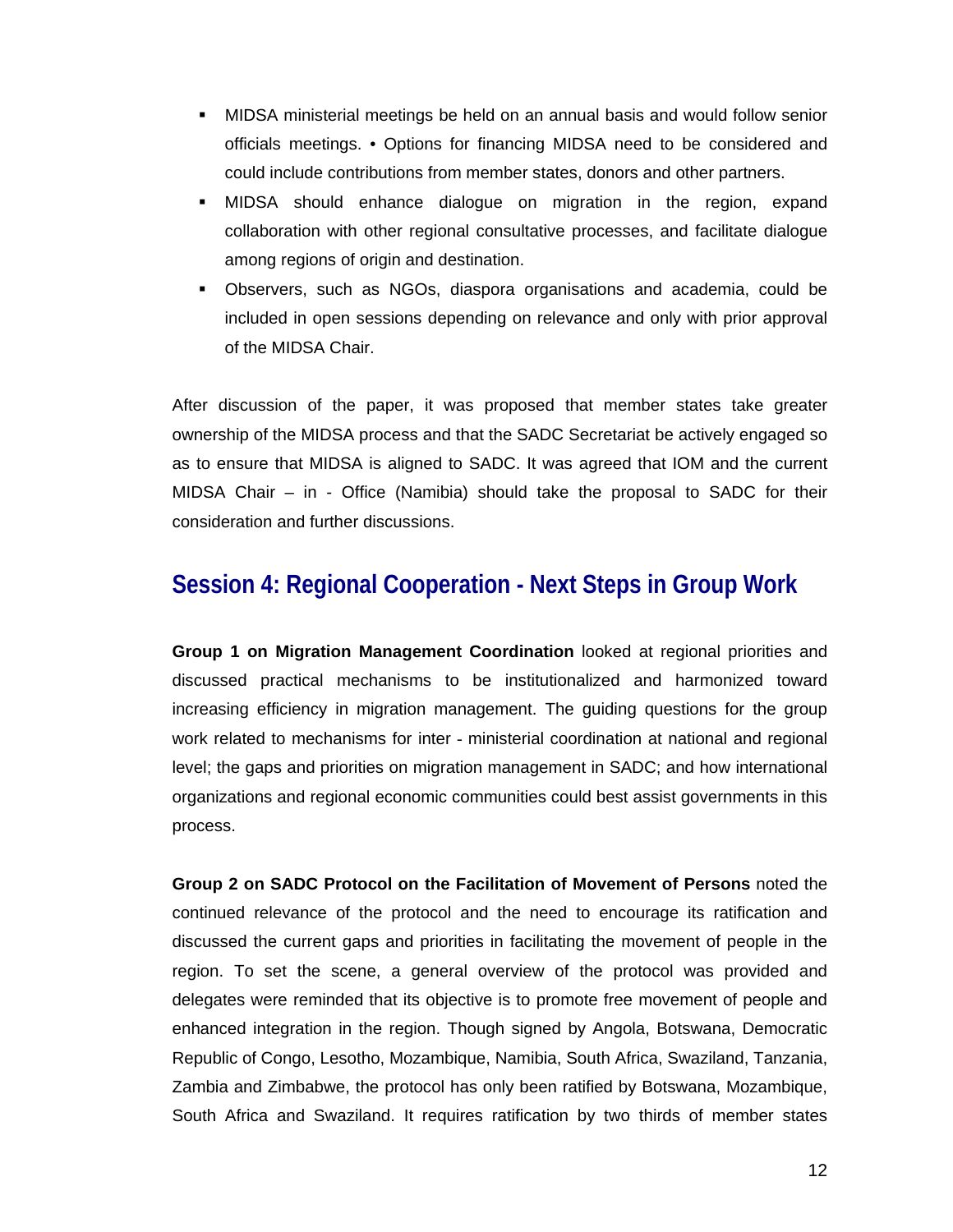- MIDSA ministerial meetings be held on an annual basis and would follow senior officials meetings. • Options for financing MIDSA need to be considered and could include contributions from member states, donors and other partners.
- MIDSA should enhance dialogue on migration in the region, expand collaboration with other regional consultative processes, and facilitate dialogue among regions of origin and destination.
- Observers, such as NGOs, diaspora organisations and academia, could be included in open sessions depending on relevance and only with prior approval of the MIDSA Chair.

After discussion of the paper, it was proposed that member states take greater ownership of the MIDSA process and that the SADC Secretariat be actively engaged so as to ensure that MIDSA is aligned to SADC. It was agreed that IOM and the current MIDSA Chair – in - Office (Namibia) should take the proposal to SADC for their consideration and further discussions.

## Session 4: Regional Cooperation - Next Steps in Group Work

**Group 1 on Migration Management Coordination** looked at regional priorities and discussed practical mechanisms to be institutionalized and harmonized toward increasing efficiency in migration management. The guiding questions for the group work related to mechanisms for inter - ministerial coordination at national and regional level; the gaps and priorities on migration management in SADC; and how international organizations and regional economic communities could best assist governments in this process.

**Group 2 on SADC Protocol on the Facilitation of Movement of Persons** noted the continued relevance of the protocol and the need to encourage its ratification and discussed the current gaps and priorities in facilitating the movement of people in the region. To set the scene, a general overview of the protocol was provided and delegates were reminded that its objective is to promote free movement of people and enhanced integration in the region. Though signed by Angola, Botswana, Democratic Republic of Congo, Lesotho, Mozambique, Namibia, South Africa, Swaziland, Tanzania, Zambia and Zimbabwe, the protocol has only been ratified by Botswana, Mozambique, South Africa and Swaziland. It requires ratification by two thirds of member states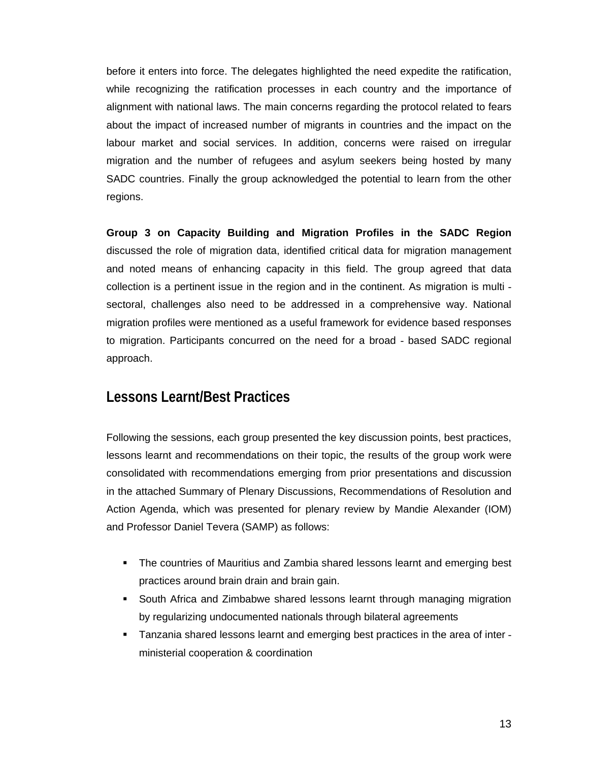before it enters into force. The delegates highlighted the need expedite the ratification, while recognizing the ratification processes in each country and the importance of alignment with national laws. The main concerns regarding the protocol related to fears about the impact of increased number of migrants in countries and the impact on the labour market and social services. In addition, concerns were raised on irregular migration and the number of refugees and asylum seekers being hosted by many SADC countries. Finally the group acknowledged the potential to learn from the other regions.

**Group 3 on Capacity Building and Migration Profiles in the SADC Region** discussed the role of migration data, identified critical data for migration management and noted means of enhancing capacity in this field. The group agreed that data collection is a pertinent issue in the region and in the continent. As migration is multi - sectoral, challenges also need to be addressed in a comprehensive way. National migration profiles were mentioned as a useful framework for evidence based responses to migration. Participants concurred on the need for a broad - based SADC regional approach.

## Lessons Learnt/Best Practices

Following the sessions, each group presented the key discussion points, best practices, lessons learnt and recommendations on their topic, the results of the group work were consolidated with recommendations emerging from prior presentations and discussion in the attached Summary of Plenary Discussions, Recommendations of Resolution and Action Agenda, which was presented for plenary review by Mandie Alexander (IOM) and Professor Daniel Tevera (SAMP) as follows:

- The countries of Mauritius and Zambia shared lessons learnt and emerging best practices around brain drain and brain gain.
- South Africa and Zimbabwe shared lessons learnt through managing migration by regularizing undocumented nationals through bilateral agreements
- Tanzania shared lessons learnt and emerging best practices in the area of inter - ministerial cooperation & coordination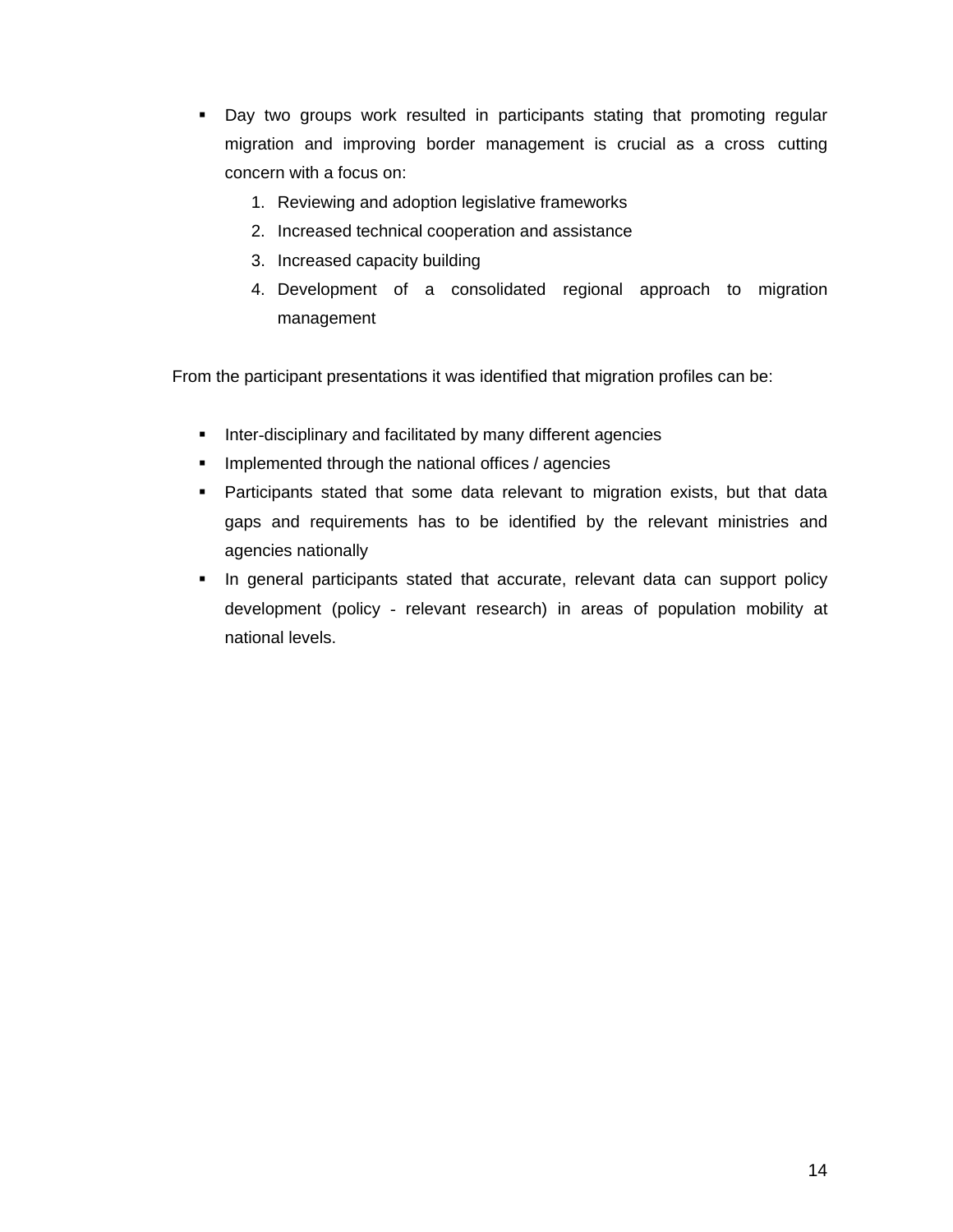- Day two groups work resulted in participants stating that promoting regular migration and improving border management is crucial as a cross cutting concern with a focus on:
    1. Reviewing and adoption legislative frameworks
    2. Increased technical cooperation and assistance
    3. Increased capacity building
    4. Development of a consolidated regional approach to migration management

From the participant presentations it was identified that migration profiles can be:

- Inter-disciplinary and facilitated by many different agencies
- Implemented through the national offices / agencies
- Participants stated that some data relevant to migration exists, but that data gaps and requirements has to be identified by the relevant ministries and agencies nationally
- In general participants stated that accurate, relevant data can support policy development (policy - relevant research) in areas of population mobility at national levels.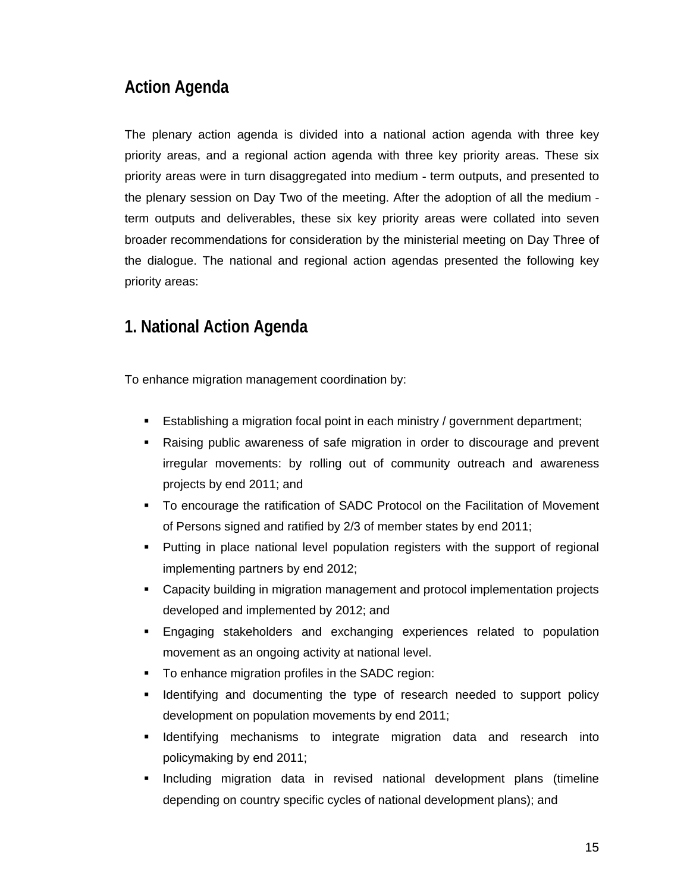## Action Agenda

The plenary action agenda is divided into a national action agenda with three key priority areas, and a regional action agenda with three key priority areas. These six priority areas were in turn disaggregated into medium - term outputs, and presented to the plenary session on Day Two of the meeting. After the adoption of all the medium - term outputs and deliverables, these six key priority areas were collated into seven broader recommendations for consideration by the ministerial meeting on Day Three of the dialogue. The national and regional action agendas presented the following key priority areas:

## 1. National Action Agenda

To enhance migration management coordination by:

- Establishing a migration focal point in each ministry / government department;
- Raising public awareness of safe migration in order to discourage and prevent irregular movements: by rolling out of community outreach and awareness projects by end 2011; and
- To encourage the ratification of SADC Protocol on the Facilitation of Movement of Persons signed and ratified by 2/3 of member states by end 2011;
- Putting in place national level population registers with the support of regional implementing partners by end 2012;
- Capacity building in migration management and protocol implementation projects developed and implemented by 2012; and
- Engaging stakeholders and exchanging experiences related to population movement as an ongoing activity at national level.
- To enhance migration profiles in the SADC region:
- Identifying and documenting the type of research needed to support policy development on population movements by end 2011;
- Identifying mechanisms to integrate migration data and research into policymaking by end 2011;
- Including migration data in revised national development plans (timeline depending on country specific cycles of national development plans); and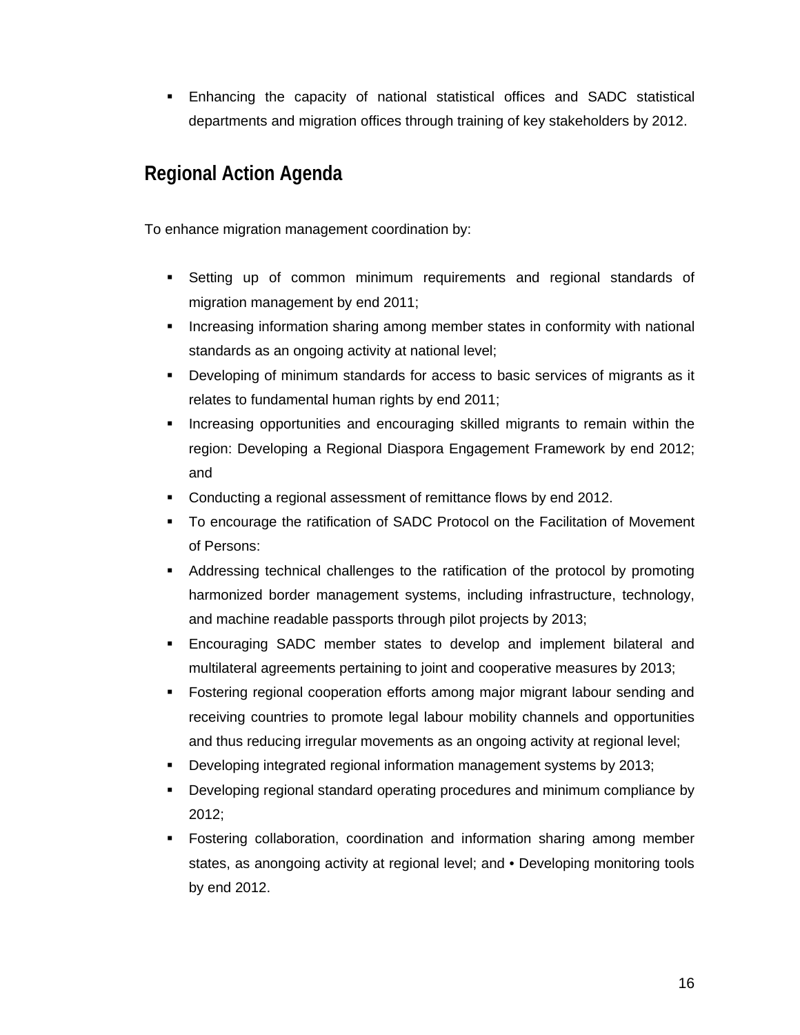- Enhancing the capacity of national statistical offices and SADC statistical departments and migration offices through training of key stakeholders by 2012.

## Regional Action Agenda

To enhance migration management coordination by:

- Setting up of common minimum requirements and regional standards of migration management by end 2011;
- Increasing information sharing among member states in conformity with national standards as an ongoing activity at national level;
- Developing of minimum standards for access to basic services of migrants as it relates to fundamental human rights by end 2011;
- Increasing opportunities and encouraging skilled migrants to remain within the region: Developing a Regional Diaspora Engagement Framework by end 2012; and
- Conducting a regional assessment of remittance flows by end 2012.
- To encourage the ratification of SADC Protocol on the Facilitation of Movement of Persons:
- Addressing technical challenges to the ratification of the protocol by promoting harmonized border management systems, including infrastructure, technology, and machine readable passports through pilot projects by 2013;
- Encouraging SADC member states to develop and implement bilateral and multilateral agreements pertaining to joint and cooperative measures by 2013;
- Fostering regional cooperation efforts among major migrant labour sending and receiving countries to promote legal labour mobility channels and opportunities and thus reducing irregular movements as an ongoing activity at regional level;
- Developing integrated regional information management systems by 2013;
- Developing regional standard operating procedures and minimum compliance by 2012;
- Fostering collaboration, coordination and information sharing among member states, as anongoing activity at regional level; and • Developing monitoring tools by end 2012.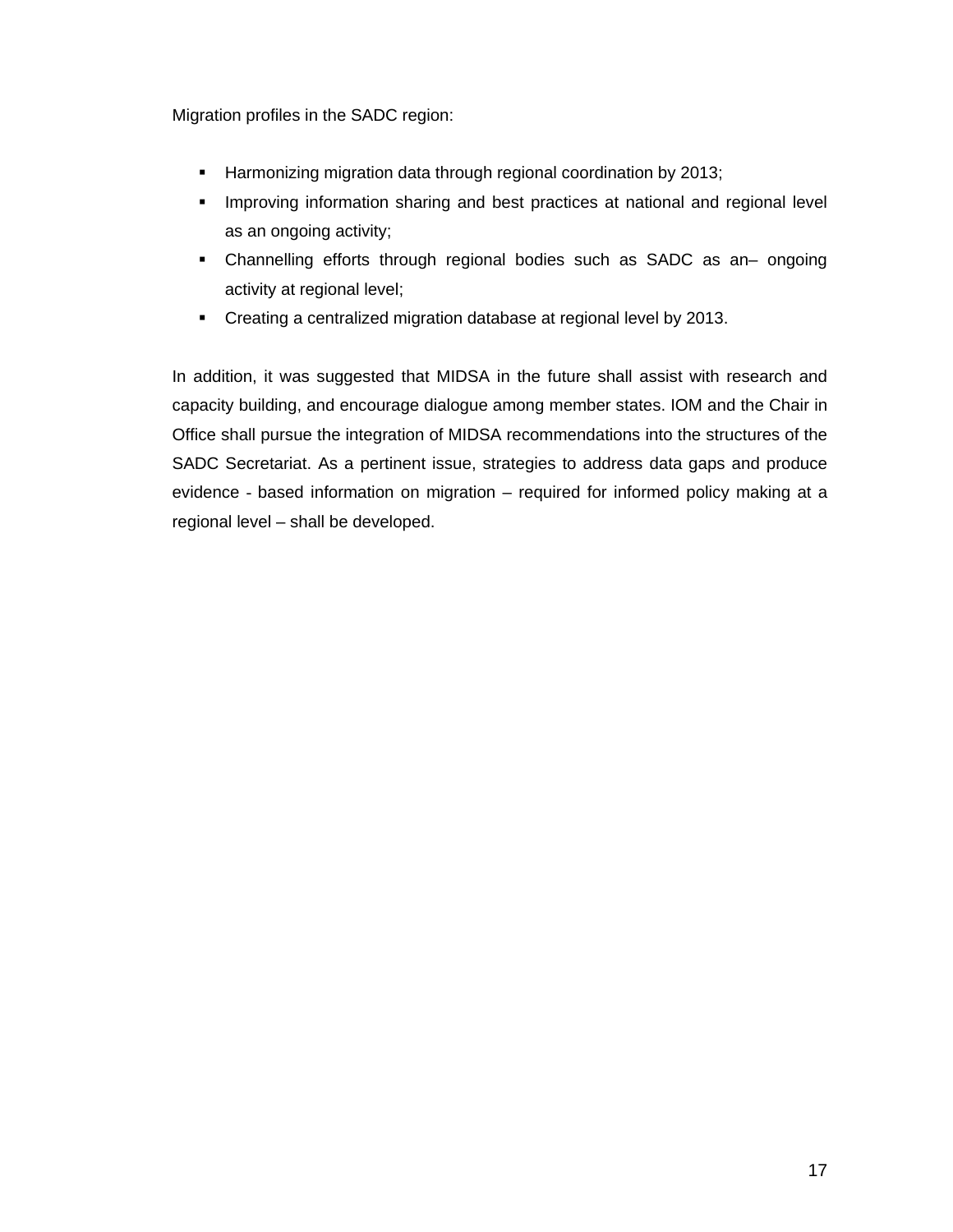Migration profiles in the SADC region:

- Harmonizing migration data through regional coordination by 2013;
- Improving information sharing and best practices at national and regional level as an ongoing activity;
- Channelling efforts through regional bodies such as SADC as an– ongoing activity at regional level;
- Creating a centralized migration database at regional level by 2013.

In addition, it was suggested that MIDSA in the future shall assist with research and capacity building, and encourage dialogue among member states. IOM and the Chair in Office shall pursue the integration of MIDSA recommendations into the structures of the SADC Secretariat. As a pertinent issue, strategies to address data gaps and produce evidence - based information on migration – required for informed policy making at a regional level – shall be developed.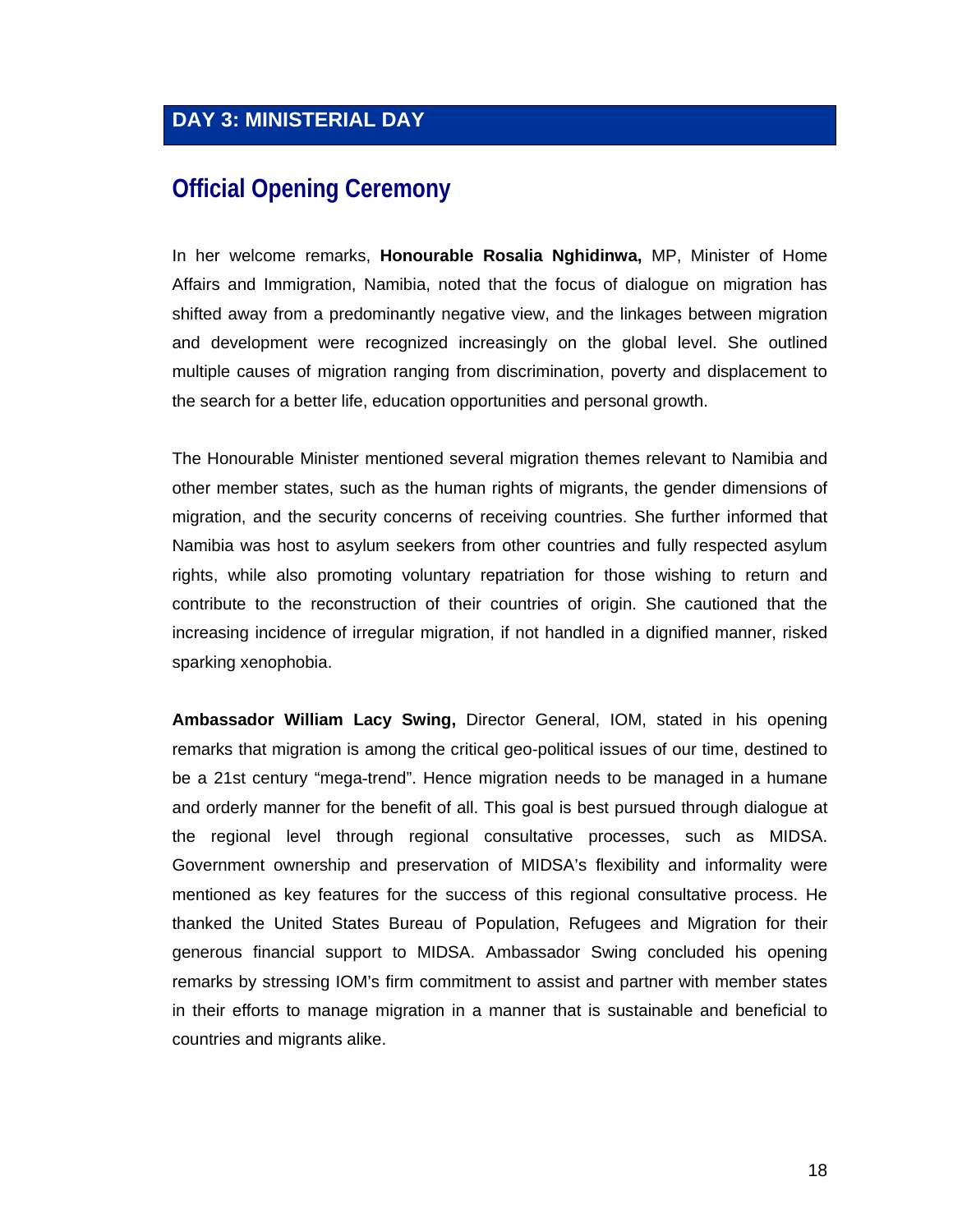## DAY 3: MINISTERIAL DAY

### Official Opening Ceremony

In her welcome remarks, **Honourable Rosalia Nghidinwa,** MP, Minister of Home Affairs and Immigration, Namibia, noted that the focus of dialogue on migration has shifted away from a predominantly negative view, and the linkages between migration and development were recognized increasingly on the global level. She outlined multiple causes of migration ranging from discrimination, poverty and displacement to the search for a better life, education opportunities and personal growth.

The Honourable Minister mentioned several migration themes relevant to Namibia and other member states, such as the human rights of migrants, the gender dimensions of migration, and the security concerns of receiving countries. She further informed that Namibia was host to asylum seekers from other countries and fully respected asylum rights, while also promoting voluntary repatriation for those wishing to return and contribute to the reconstruction of their countries of origin. She cautioned that the increasing incidence of irregular migration, if not handled in a dignified manner, risked sparking xenophobia.

**Ambassador William Lacy Swing,** Director General, IOM, stated in his opening remarks that migration is among the critical geo-political issues of our time, destined to be a 21st century "mega-trend". Hence migration needs to be managed in a humane and orderly manner for the benefit of all. This goal is best pursued through dialogue at the regional level through regional consultative processes, such as MIDSA. Government ownership and preservation of MIDSA's flexibility and informality were mentioned as key features for the success of this regional consultative process. He thanked the United States Bureau of Population, Refugees and Migration for their generous financial support to MIDSA. Ambassador Swing concluded his opening remarks by stressing IOM's firm commitment to assist and partner with member states in their efforts to manage migration in a manner that is sustainable and beneficial to countries and migrants alike.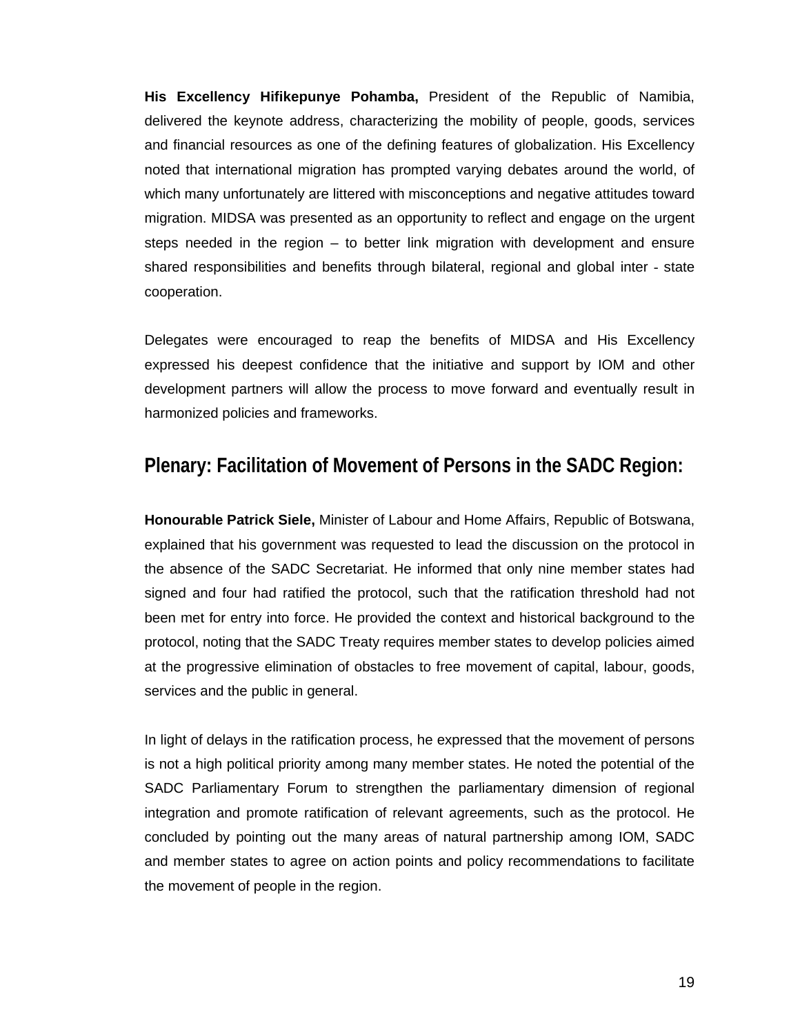**His Excellency Hifikepunye Pohamba,** President of the Republic of Namibia, delivered the keynote address, characterizing the mobility of people, goods, services and financial resources as one of the defining features of globalization. His Excellency noted that international migration has prompted varying debates around the world, of which many unfortunately are littered with misconceptions and negative attitudes toward migration. MIDSA was presented as an opportunity to reflect and engage on the urgent steps needed in the region – to better link migration with development and ensure shared responsibilities and benefits through bilateral, regional and global inter - state cooperation.

Delegates were encouraged to reap the benefits of MIDSA and His Excellency expressed his deepest confidence that the initiative and support by IOM and other development partners will allow the process to move forward and eventually result in harmonized policies and frameworks.

## Plenary: Facilitation of Movement of Persons in the SADC Region:

**Honourable Patrick Siele,** Minister of Labour and Home Affairs, Republic of Botswana, explained that his government was requested to lead the discussion on the protocol in the absence of the SADC Secretariat. He informed that only nine member states had signed and four had ratified the protocol, such that the ratification threshold had not been met for entry into force. He provided the context and historical background to the protocol, noting that the SADC Treaty requires member states to develop policies aimed at the progressive elimination of obstacles to free movement of capital, labour, goods, services and the public in general.

In light of delays in the ratification process, he expressed that the movement of persons is not a high political priority among many member states. He noted the potential of the SADC Parliamentary Forum to strengthen the parliamentary dimension of regional integration and promote ratification of relevant agreements, such as the protocol. He concluded by pointing out the many areas of natural partnership among IOM, SADC and member states to agree on action points and policy recommendations to facilitate the movement of people in the region.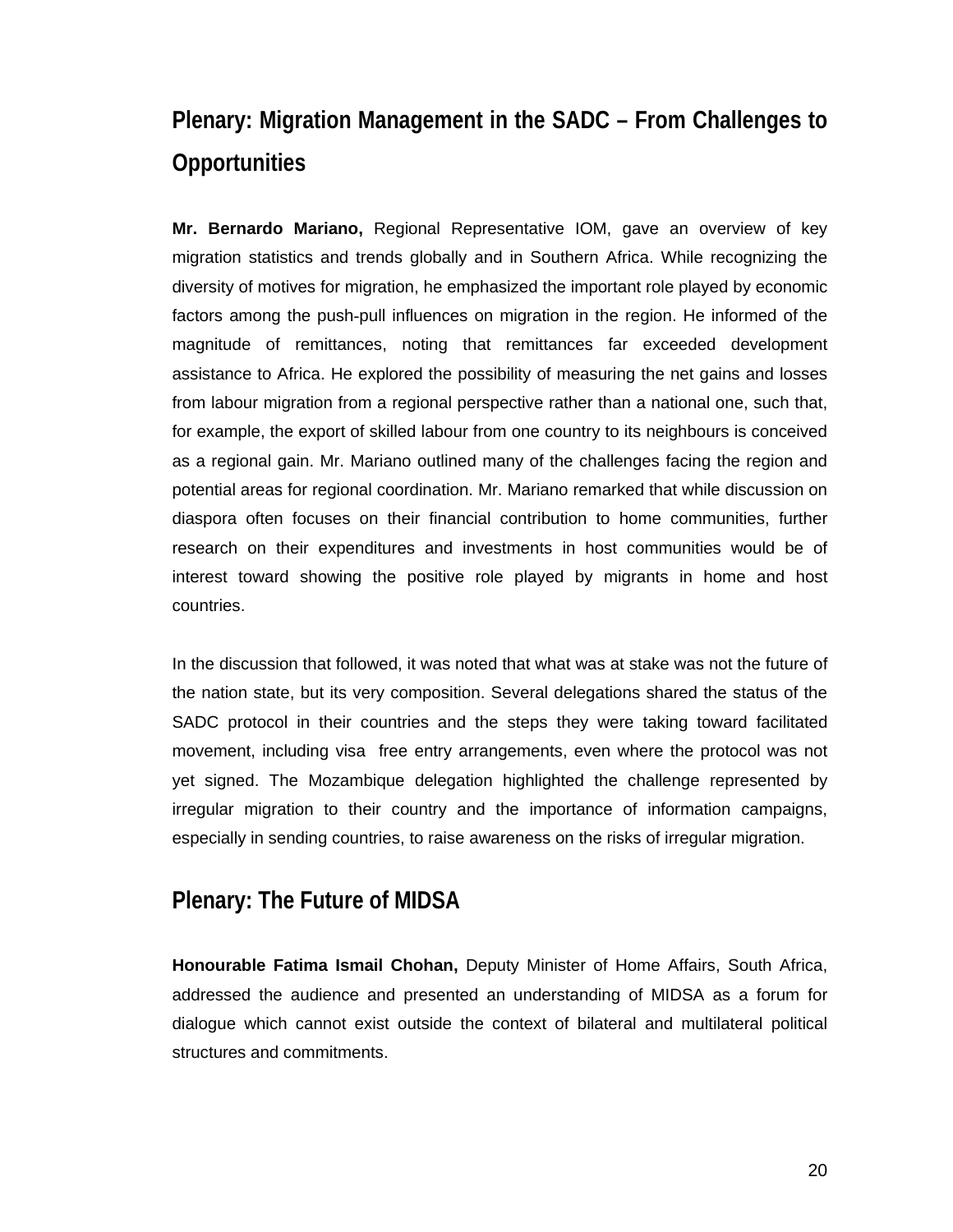## Plenary: Migration Management in the SADC – From Challenges to Opportunities

**Mr. Bernardo Mariano,** Regional Representative IOM, gave an overview of key migration statistics and trends globally and in Southern Africa. While recognizing the diversity of motives for migration, he emphasized the important role played by economic factors among the push-pull influences on migration in the region. He informed of the magnitude of remittances, noting that remittances far exceeded development assistance to Africa. He explored the possibility of measuring the net gains and losses from labour migration from a regional perspective rather than a national one, such that, for example, the export of skilled labour from one country to its neighbours is conceived as a regional gain. Mr. Mariano outlined many of the challenges facing the region and potential areas for regional coordination. Mr. Mariano remarked that while discussion on diaspora often focuses on their financial contribution to home communities, further research on their expenditures and investments in host communities would be of interest toward showing the positive role played by migrants in home and host countries.

In the discussion that followed, it was noted that what was at stake was not the future of the nation state, but its very composition. Several delegations shared the status of the SADC protocol in their countries and the steps they were taking toward facilitated movement, including visa free entry arrangements, even where the protocol was not yet signed. The Mozambique delegation highlighted the challenge represented by irregular migration to their country and the importance of information campaigns, especially in sending countries, to raise awareness on the risks of irregular migration.

## Plenary: The Future of MIDSA

**Honourable Fatima Ismail Chohan,** Deputy Minister of Home Affairs, South Africa, addressed the audience and presented an understanding of MIDSA as a forum for dialogue which cannot exist outside the context of bilateral and multilateral political structures and commitments.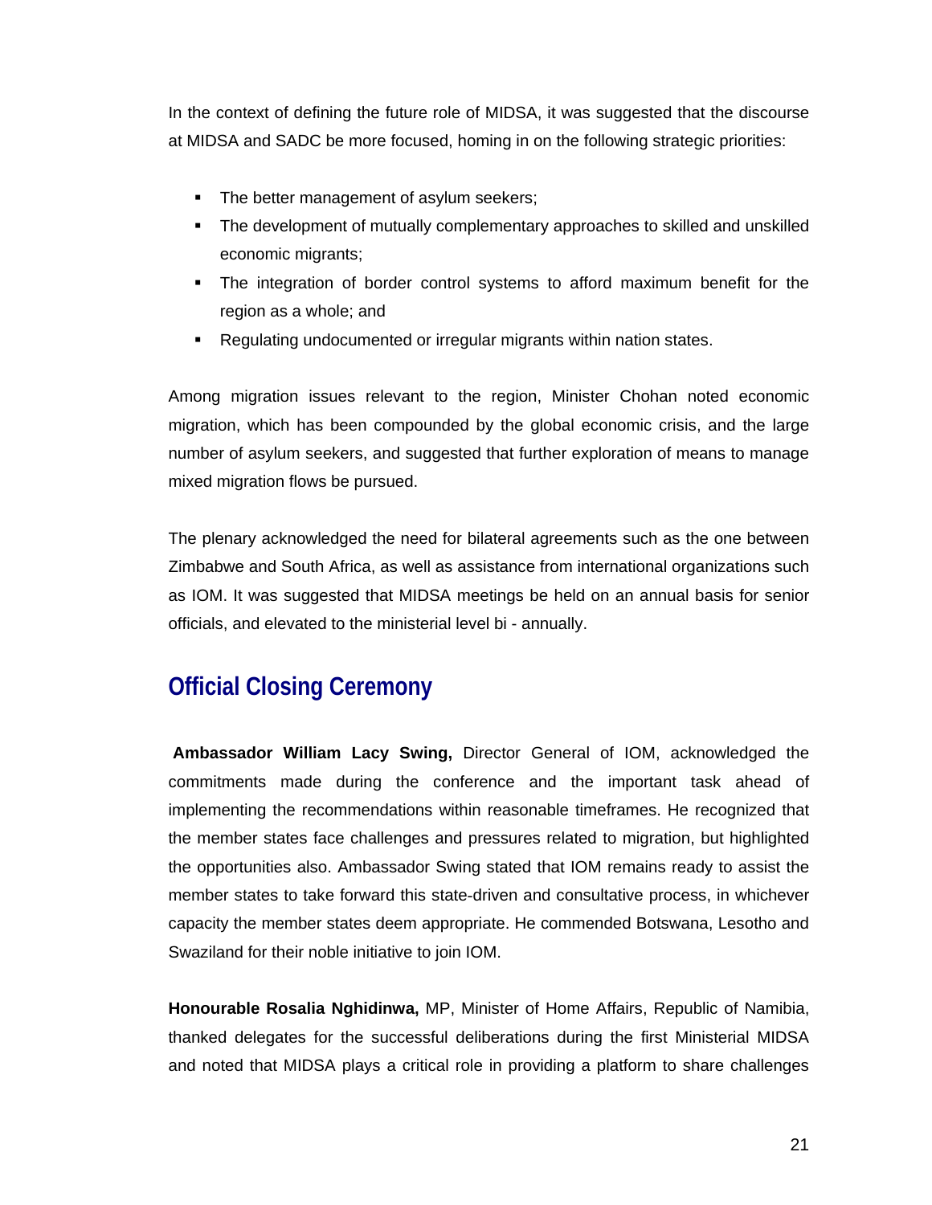In the context of defining the future role of MIDSA, it was suggested that the discourse at MIDSA and SADC be more focused, homing in on the following strategic priorities:

- The better management of asylum seekers;
- The development of mutually complementary approaches to skilled and unskilled economic migrants;
- The integration of border control systems to afford maximum benefit for the region as a whole; and
- Regulating undocumented or irregular migrants within nation states.

Among migration issues relevant to the region, Minister Chohan noted economic migration, which has been compounded by the global economic crisis, and the large number of asylum seekers, and suggested that further exploration of means to manage mixed migration flows be pursued.

The plenary acknowledged the need for bilateral agreements such as the one between Zimbabwe and South Africa, as well as assistance from international organizations such as IOM. It was suggested that MIDSA meetings be held on an annual basis for senior officials, and elevated to the ministerial level bi - annually.

## Official Closing Ceremony

**Ambassador William Lacy Swing,** Director General of IOM, acknowledged the commitments made during the conference and the important task ahead of implementing the recommendations within reasonable timeframes. He recognized that the member states face challenges and pressures related to migration, but highlighted the opportunities also. Ambassador Swing stated that IOM remains ready to assist the member states to take forward this state-driven and consultative process, in whichever capacity the member states deem appropriate. He commended Botswana, Lesotho and Swaziland for their noble initiative to join IOM.

**Honourable Rosalia Nghidinwa,** MP, Minister of Home Affairs, Republic of Namibia, thanked delegates for the successful deliberations during the first Ministerial MIDSA and noted that MIDSA plays a critical role in providing a platform to share challenges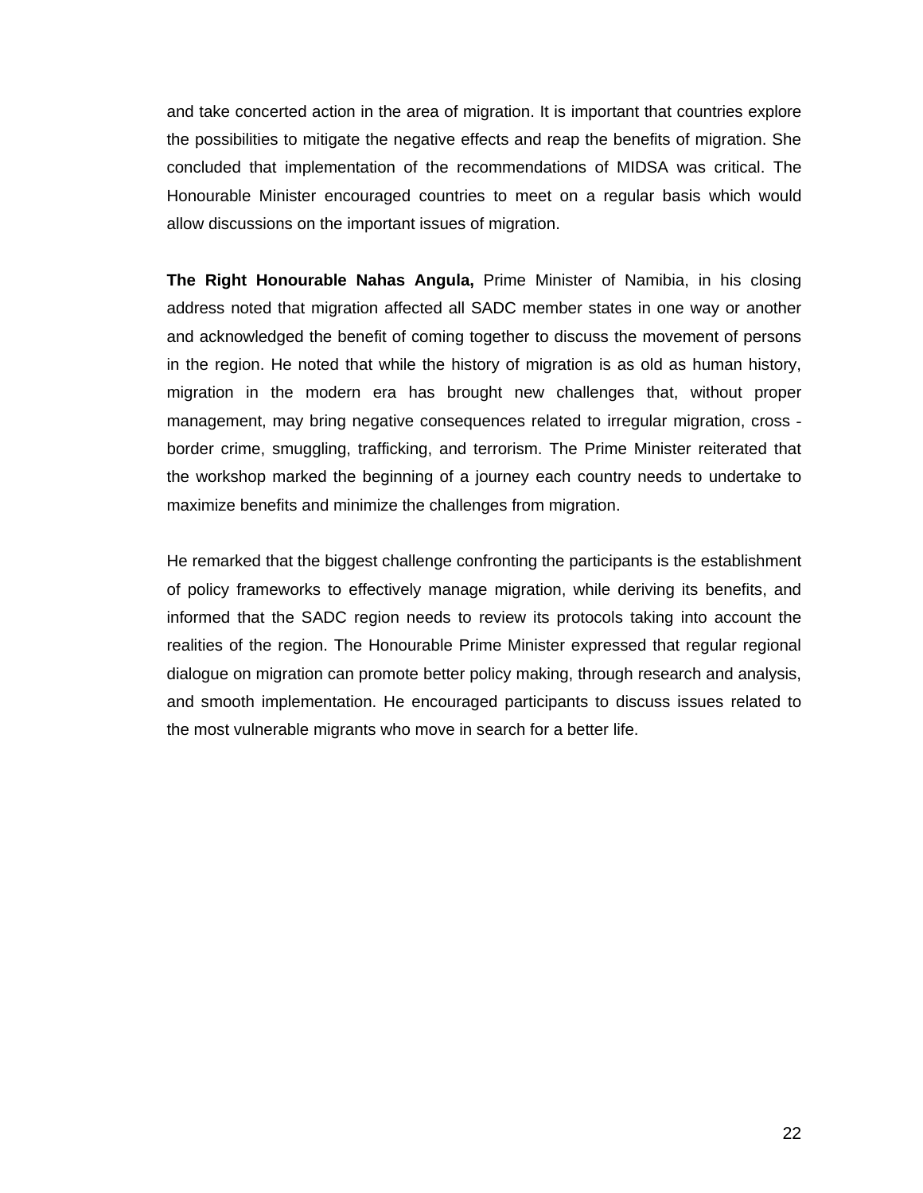and take concerted action in the area of migration. It is important that countries explore the possibilities to mitigate the negative effects and reap the benefits of migration. She concluded that implementation of the recommendations of MIDSA was critical. The Honourable Minister encouraged countries to meet on a regular basis which would allow discussions on the important issues of migration.

**The Right Honourable Nahas Angula,** Prime Minister of Namibia, in his closing address noted that migration affected all SADC member states in one way or another and acknowledged the benefit of coming together to discuss the movement of persons in the region. He noted that while the history of migration is as old as human history, migration in the modern era has brought new challenges that, without proper management, may bring negative consequences related to irregular migration, cross - border crime, smuggling, trafficking, and terrorism. The Prime Minister reiterated that the workshop marked the beginning of a journey each country needs to undertake to maximize benefits and minimize the challenges from migration.

He remarked that the biggest challenge confronting the participants is the establishment of policy frameworks to effectively manage migration, while deriving its benefits, and informed that the SADC region needs to review its protocols taking into account the realities of the region. The Honourable Prime Minister expressed that regular regional dialogue on migration can promote better policy making, through research and analysis, and smooth implementation. He encouraged participants to discuss issues related to the most vulnerable migrants who move in search for a better life.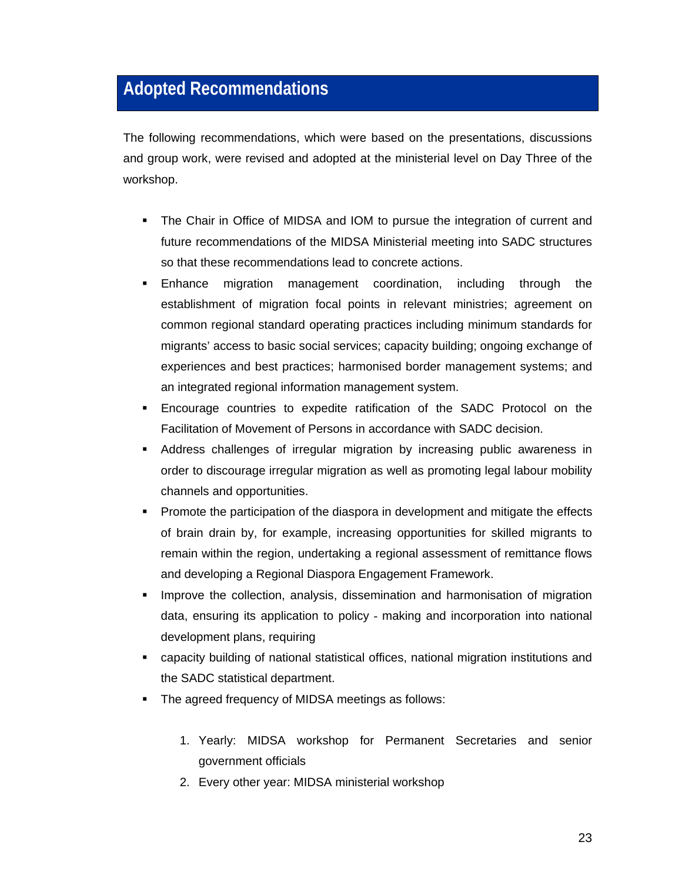## Adopted Recommendations

The following recommendations, which were based on the presentations, discussions and group work, were revised and adopted at the ministerial level on Day Three of the workshop.

- The Chair in Office of MIDSA and IOM to pursue the integration of current and future recommendations of the MIDSA Ministerial meeting into SADC structures so that these recommendations lead to concrete actions.
- Enhance migration management coordination, including through the establishment of migration focal points in relevant ministries; agreement on common regional standard operating practices including minimum standards for migrants' access to basic social services; capacity building; ongoing exchange of experiences and best practices; harmonised border management systems; and an integrated regional information management system.
- Encourage countries to expedite ratification of the SADC Protocol on the Facilitation of Movement of Persons in accordance with SADC decision.
- Address challenges of irregular migration by increasing public awareness in order to discourage irregular migration as well as promoting legal labour mobility channels and opportunities.
- Promote the participation of the diaspora in development and mitigate the effects of brain drain by, for example, increasing opportunities for skilled migrants to remain within the region, undertaking a regional assessment of remittance flows and developing a Regional Diaspora Engagement Framework.
- Improve the collection, analysis, dissemination and harmonisation of migration data, ensuring its application to policy - making and incorporation into national development plans, requiring
- capacity building of national statistical offices, national migration institutions and the SADC statistical department.
- The agreed frequency of MIDSA meetings as follows:

  1. Yearly: MIDSA workshop for Permanent Secretaries and senior government officials
  2. Every other year: MIDSA ministerial workshop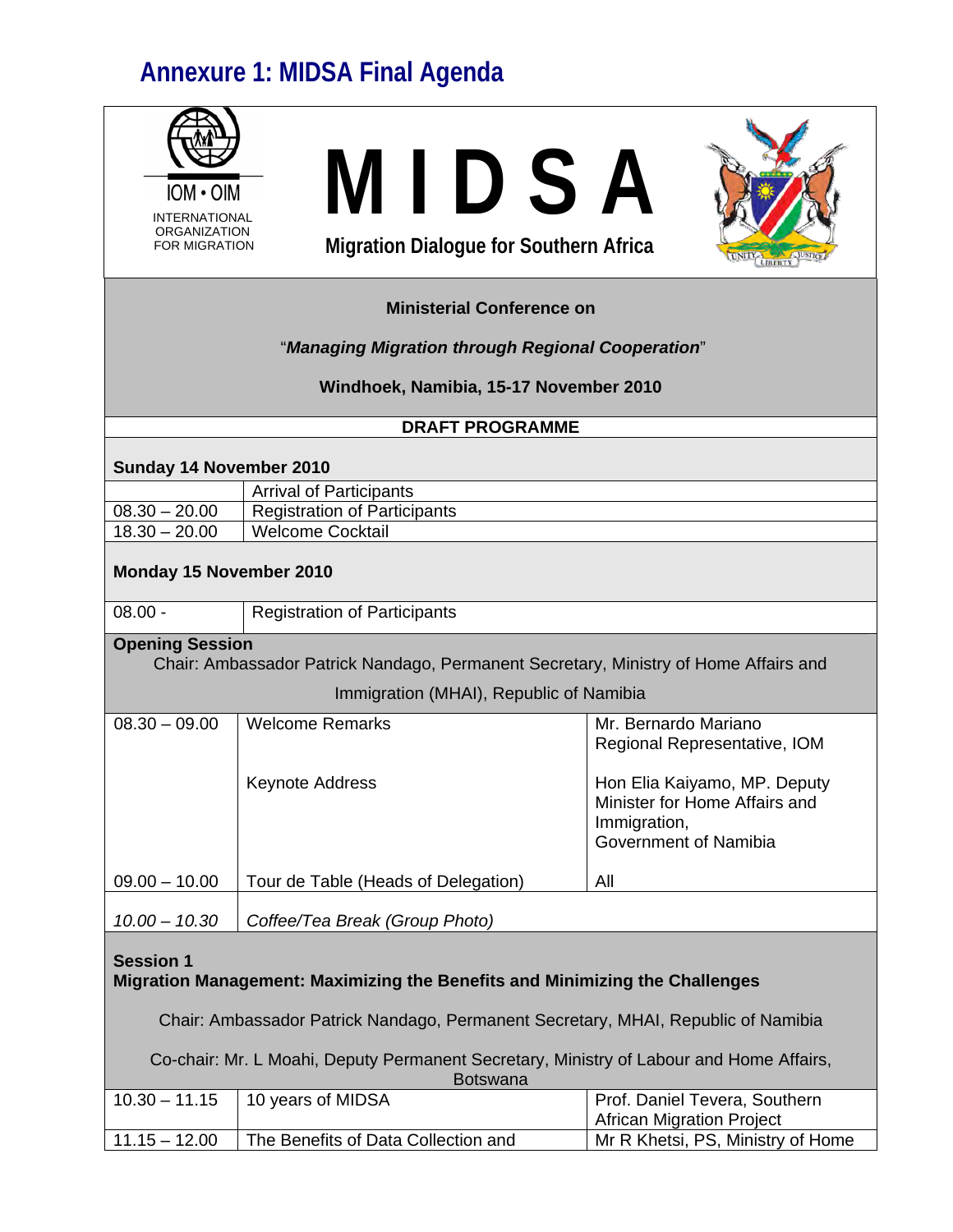## Annexure 1: MIDSA Final Agenda

IOM • OIM
INTERNATIONAL ORGANIZATION FOR MIGRATION

# M I D S A

**Migration Dialogue for Southern Africa**

**Ministerial Conference on**

"***Managing Migration through Regional Cooperation***"

**Windhoek, Namibia, 15-17 November 2010**

**DRAFT PROGRAMME**

**Sunday 14 November 2010**

| | |
|---|---|
| | Arrival of Participants |
| 08.30 – 20.00 | Registration of Participants |
| 18.30 – 20.00 | Welcome Cocktail |

**Monday 15 November 2010**

| | | |
|---|---|---|
| 08.00 - | Registration of Participants | |
| **Opening Session**<br>Chair: Ambassador Patrick Nandago, Permanent Secretary, Ministry of Home Affairs and Immigration (MHAI), Republic of Namibia | | |
| 08.30 – 09.00 | Welcome Remarks<br><br>Keynote Address | Mr. Bernardo Mariano<br>Regional Representative, IOM<br><br>Hon Elia Kaiyamo, MP. Deputy Minister for Home Affairs and Immigration, Government of Namibia |
| 09.00 – 10.00 | Tour de Table (Heads of Delegation) | All |
| *10.00 – 10.30* | *Coffee/Tea Break (Group Photo)* | |
| **Session 1**<br>**Migration Management: Maximizing the Benefits and Minimizing the Challenges**<br><br>Chair: Ambassador Patrick Nandago, Permanent Secretary, MHAI, Republic of Namibia<br><br>Co-chair: Mr. L Moahi, Deputy Permanent Secretary, Ministry of Labour and Home Affairs, Botswana | | |
| 10.30 – 11.15 | 10 years of MIDSA | Prof. Daniel Tevera, Southern African Migration Project |
| 11.15 – 12.00 | The Benefits of Data Collection and | Mr R Khetsi, PS, Ministry of Home |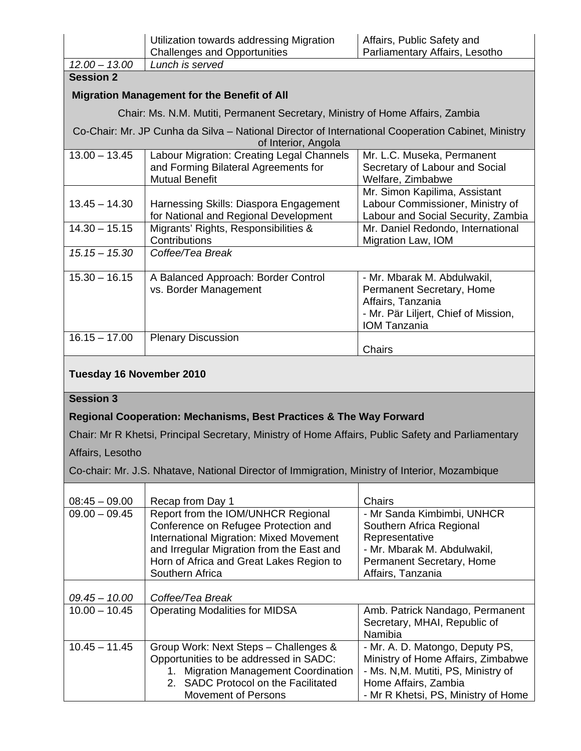|  | Utilization towards addressing Migration Challenges and Opportunities | Affairs, Public Safety and Parliamentary Affairs, Lesotho |
|---|---|---|
| *12.00 – 13.00* | *Lunch is served* | |

**Session 2**

**Migration Management for the Benefit of All**

Chair: Ms. N.M. Mutiti, Permanent Secretary, Ministry of Home Affairs, Zambia

Co-Chair: Mr. JP Cunha da Silva – National Director of International Cooperation Cabinet, Ministry of Interior, Angola

| Time | Topic | Speaker |
|---|---|---|
| 13.00 – 13.45 | Labour Migration: Creating Legal Channels and Forming Bilateral Agreements for Mutual Benefit | Mr. L.C. Museka, Permanent Secretary of Labour and Social Welfare, Zimbabwe |
| 13.45 – 14.30 | Harnessing Skills: Diaspora Engagement for National and Regional Development | Mr. Simon Kapilima, Assistant Labour Commissioner, Ministry of Labour and Social Security, Zambia |
| 14.30 – 15.15 | Migrants' Rights, Responsibilities & Contributions | Mr. Daniel Redondo, International Migration Law, IOM |
| *15.15 – 15.30* | *Coffee/Tea Break* | |
| 15.30 – 16.15 | A Balanced Approach: Border Control vs. Border Management | - Mr. Mbarak M. Abdulwakil, Permanent Secretary, Home Affairs, Tanzania<br>- Mr. Pär Liljert, Chief of Mission, IOM Tanzania |
| 16.15 – 17.00 | Plenary Discussion | Chairs |

**Tuesday 16 November 2010**

**Session 3**

**Regional Cooperation: Mechanisms, Best Practices & The Way Forward**

Chair: Mr R Khetsi, Principal Secretary, Ministry of Home Affairs, Public Safety and Parliamentary Affairs, Lesotho

Co-chair: Mr. J.S. Nhatave, National Director of Immigration, Ministry of Interior, Mozambique

| Time | Topic | Speaker |
|---|---|---|
| 08:45 – 09.00 | Recap from Day 1 | Chairs |
| 09.00 – 09.45 | Report from the IOM/UNHCR Regional Conference on Refugee Protection and International Migration: Mixed Movement and Irregular Migration from the East and Horn of Africa and Great Lakes Region to Southern Africa | - Mr Sanda Kimbimbi, UNHCR Southern Africa Regional Representative<br>- Mr. Mbarak M. Abdulwakil, Permanent Secretary, Home Affairs, Tanzania |
| *09.45 – 10.00* | *Coffee/Tea Break* | |
| 10.00 – 10.45 | Operating Modalities for MIDSA | Amb. Patrick Nandago, Permanent Secretary, MHAI, Republic of Namibia |
| 10.45 – 11.45 | Group Work: Next Steps – Challenges & Opportunities to be addressed in SADC:<br>1. Migration Management Coordination<br>2. SADC Protocol on the Facilitated Movement of Persons | - Mr. A. D. Matongo, Deputy PS, Ministry of Home Affairs, Zimbabwe<br>- Ms. N,M. Mutiti, PS, Ministry of Home Affairs, Zambia<br>- Mr R Khetsi, PS, Ministry of Home |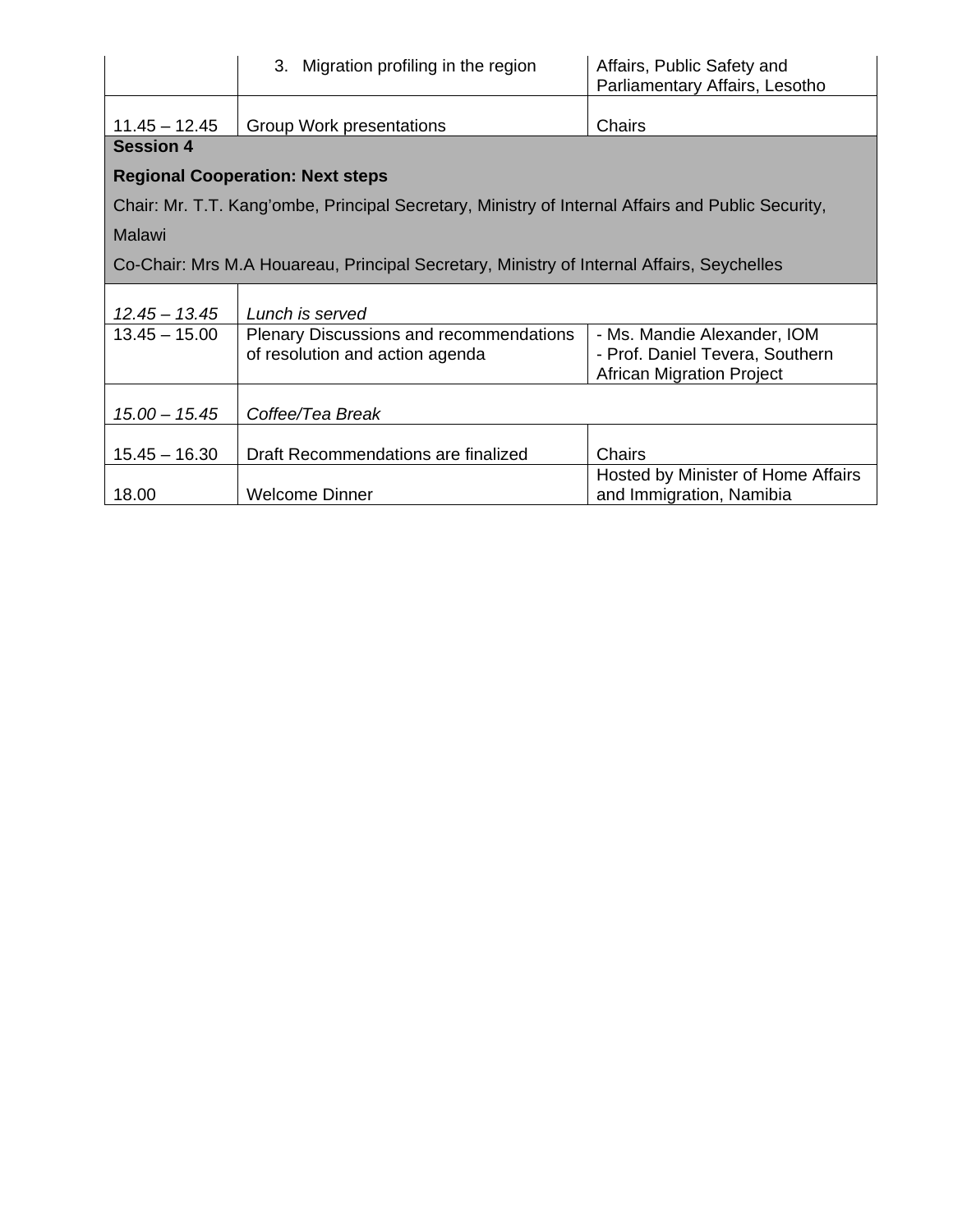| | | |
|---|---|---|
| | 3. Migration profiling in the region | Affairs, Public Safety and Parliamentary Affairs, Lesotho |
| 11.45 – 12.45 | Group Work presentations | Chairs |
| **Session 4**<br>**Regional Cooperation: Next steps**<br>Chair: Mr. T.T. Kang'ombe, Principal Secretary, Ministry of Internal Affairs and Public Security, Malawi<br>Co-Chair: Mrs M.A Houareau, Principal Secretary, Ministry of Internal Affairs, Seychelles | | |
| *12.45 – 13.45* | *Lunch is served* | |
| 13.45 – 15.00 | Plenary Discussions and recommendations of resolution and action agenda | - Ms. Mandie Alexander, IOM<br>- Prof. Daniel Tevera, Southern African Migration Project |
| *15.00 – 15.45* | *Coffee/Tea Break* | |
| 15.45 – 16.30 | Draft Recommendations are finalized | Chairs |
| 18.00 | Welcome Dinner | Hosted by Minister of Home Affairs and Immigration, Namibia |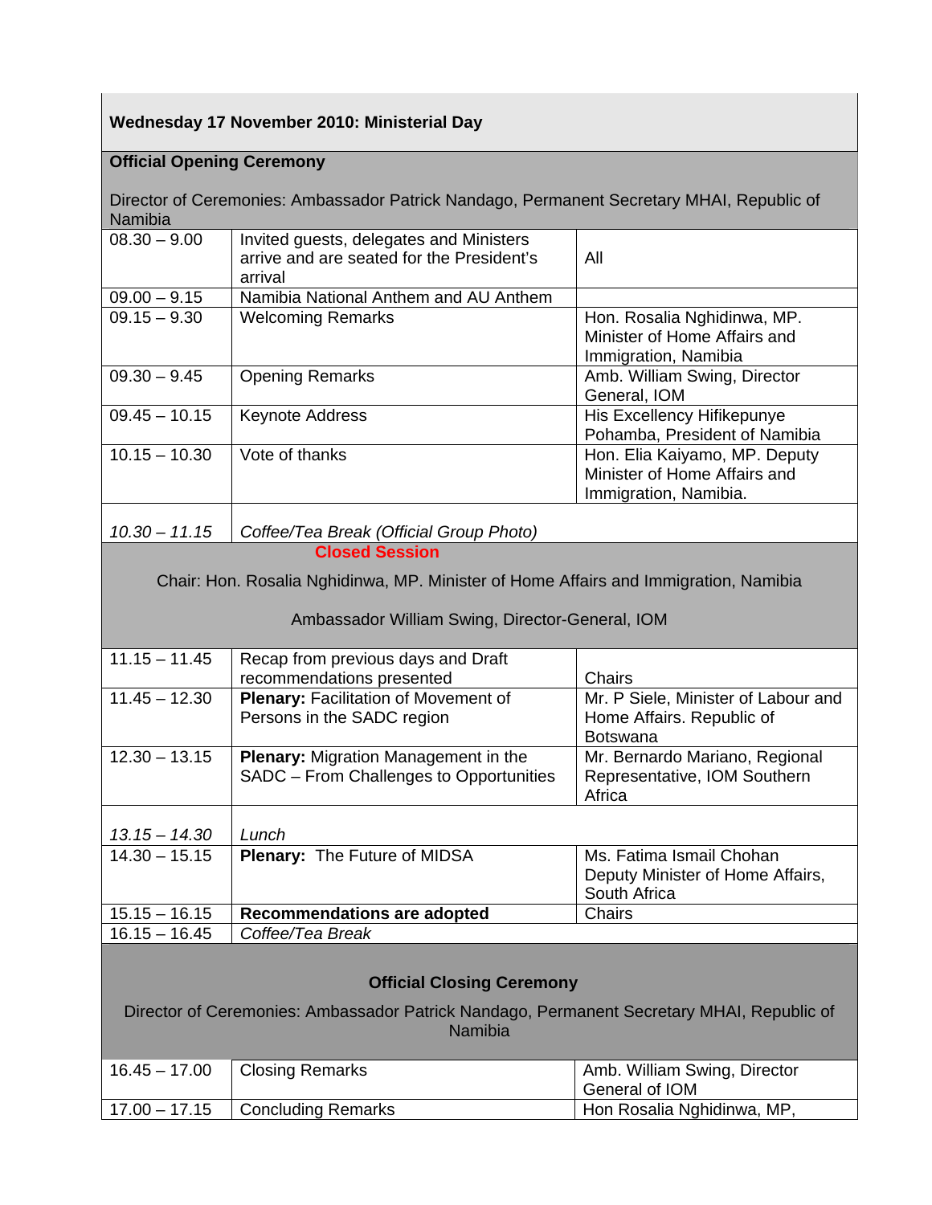| **Wednesday 17 November 2010: Ministerial Day** | | |
|---|---|---|
| **Official Opening Ceremony**<br><br>Director of Ceremonies: Ambassador Patrick Nandago, Permanent Secretary MHAI, Republic of Namibia | | |
| 08.30 – 9.00 | Invited guests, delegates and Ministers arrive and are seated for the President's arrival | All |
| 09.00 – 9.15 | Namibia National Anthem and AU Anthem | |
| 09.15 – 9.30 | Welcoming Remarks | Hon. Rosalia Nghidinwa, MP. Minister of Home Affairs and Immigration, Namibia |
| 09.30 – 9.45 | Opening Remarks | Amb. William Swing, Director General, IOM |
| 09.45 – 10.15 | Keynote Address | His Excellency Hifikepunye Pohamba, President of Namibia |
| 10.15 – 10.30 | Vote of thanks | Hon. Elia Kaiyamo, MP. Deputy Minister of Home Affairs and Immigration, Namibia. |
| *10.30 – 11.15* | *Coffee/Tea Break (Official Group Photo)* | |
| **Closed Session**<br><br>Chair: Hon. Rosalia Nghidinwa, MP. Minister of Home Affairs and Immigration, Namibia<br><br>Ambassador William Swing, Director-General, IOM | | |
| 11.15 – 11.45 | Recap from previous days and Draft recommendations presented | Chairs |
| 11.45 – 12.30 | **Plenary:** Facilitation of Movement of Persons in the SADC region | Mr. P Siele, Minister of Labour and Home Affairs. Republic of Botswana |
| 12.30 – 13.15 | **Plenary:** Migration Management in the SADC – From Challenges to Opportunities | Mr. Bernardo Mariano, Regional Representative, IOM Southern Africa |
| *13.15 – 14.30* | *Lunch* | |
| 14.30 – 15.15 | **Plenary:** The Future of MIDSA | Ms. Fatima Ismail Chohan Deputy Minister of Home Affairs, South Africa |
| 15.15 – 16.15 | **Recommendations are adopted** | Chairs |
| 16.15 – 16.45 | *Coffee/Tea Break* | |
| **Official Closing Ceremony**<br><br>Director of Ceremonies: Ambassador Patrick Nandago, Permanent Secretary MHAI, Republic of Namibia | | |
| 16.45 – 17.00 | Closing Remarks | Amb. William Swing, Director General of IOM |
| 17.00 – 17.15 | Concluding Remarks | Hon Rosalia Nghidinwa, MP, |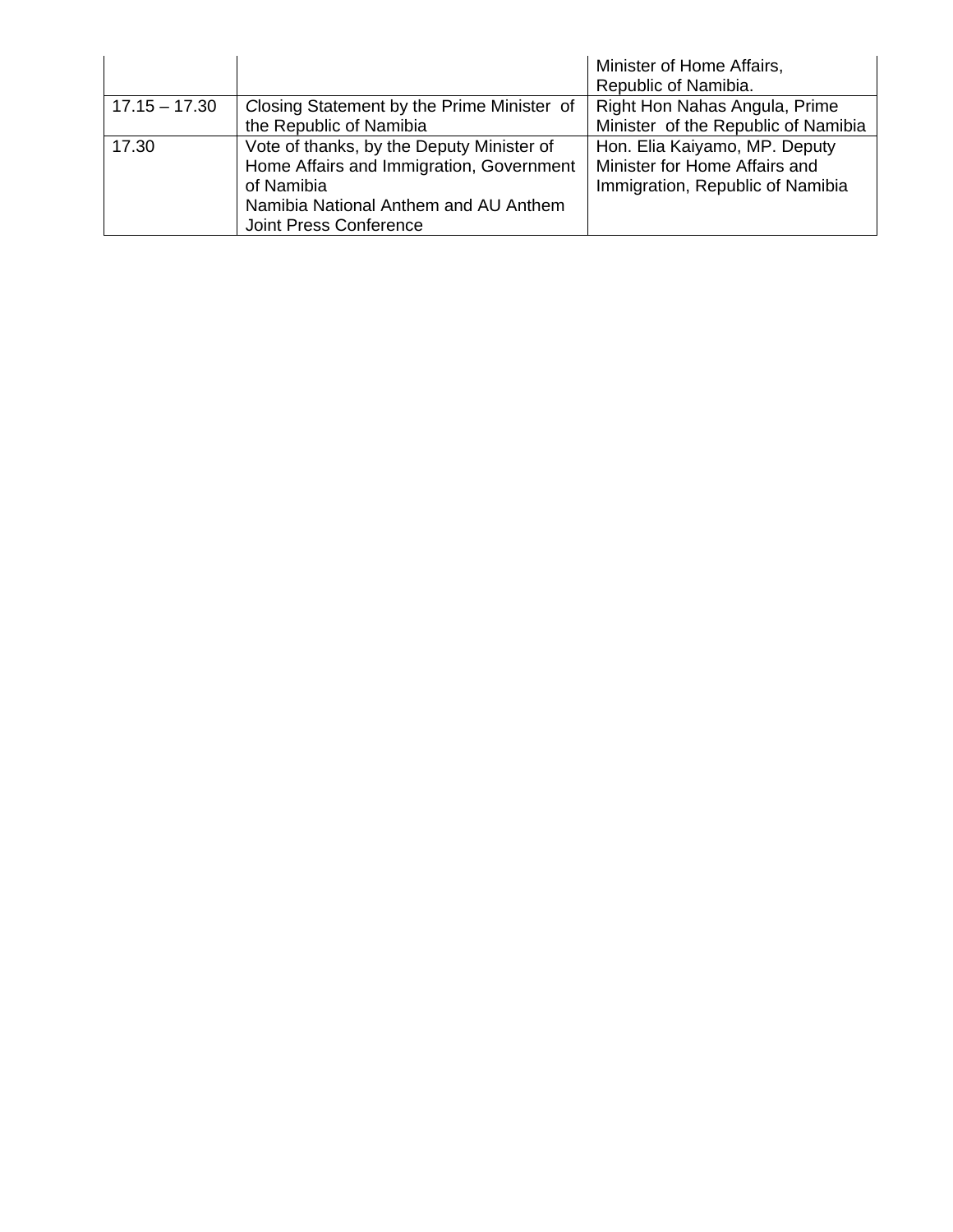| | | |
|---|---|---|
| | | Minister of Home Affairs, Republic of Namibia. |
| 17.15 – 17.30 | Closing Statement by the Prime Minister of the Republic of Namibia | Right Hon Nahas Angula, Prime Minister of the Republic of Namibia |
| 17.30 | Vote of thanks, by the Deputy Minister of Home Affairs and Immigration, Government of Namibia<br>Namibia National Anthem and AU Anthem<br>Joint Press Conference | Hon. Elia Kaiyamo, MP. Deputy Minister for Home Affairs and Immigration, Republic of Namibia |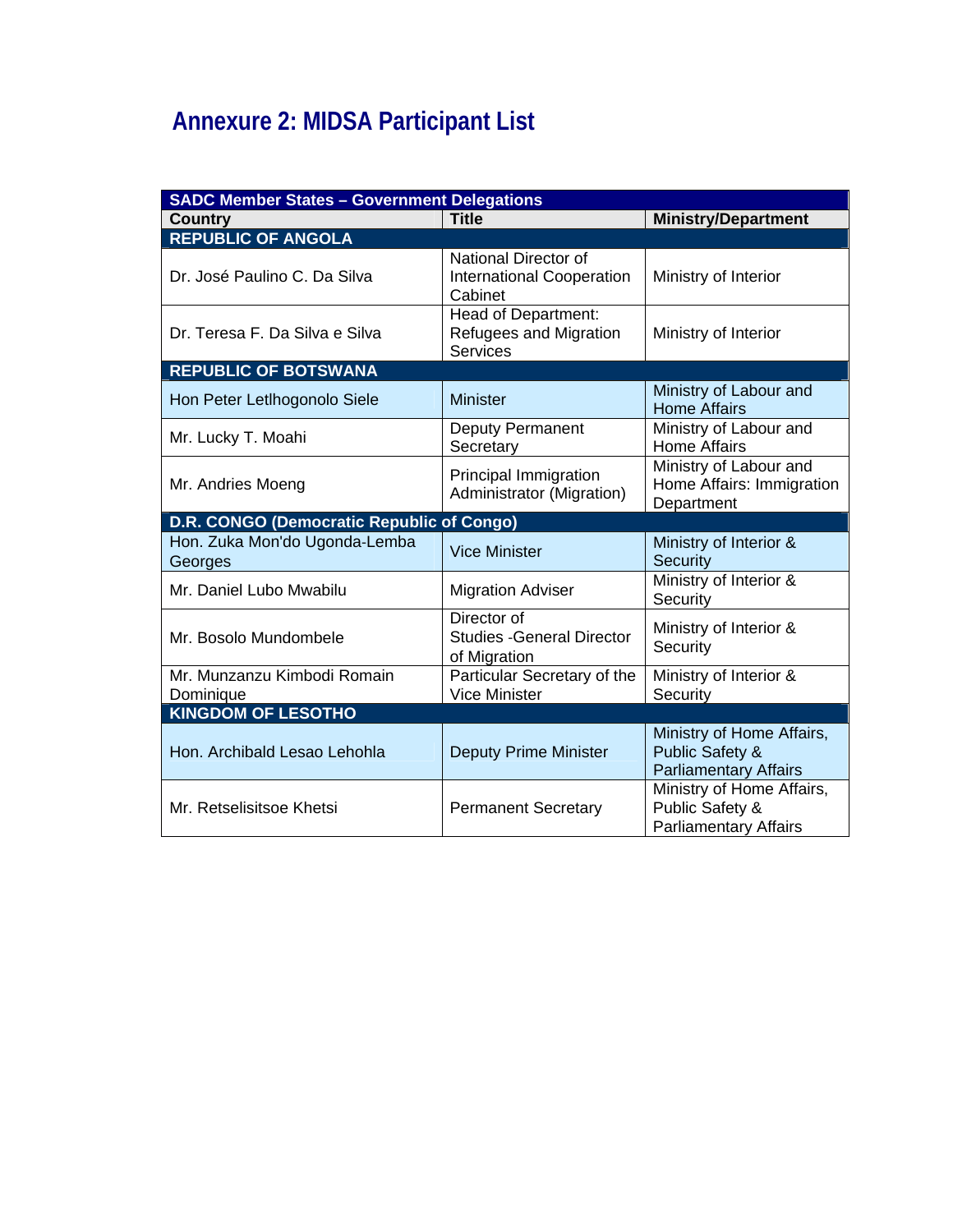## Annexure 2: MIDSA Participant List

| SADC Member States – Government Delegations | | |
|---|---|---|
| **Country** | **Title** | **Ministry/Department** |
| **REPUBLIC OF ANGOLA** | | |
| Dr. José Paulino C. Da Silva | National Director of International Cooperation Cabinet | Ministry of Interior |
| Dr. Teresa F. Da Silva e Silva | Head of Department: Refugees and Migration Services | Ministry of Interior |
| **REPUBLIC OF BOTSWANA** | | |
| Hon Peter Letlhogonolo Siele | Minister | Ministry of Labour and Home Affairs |
| Mr. Lucky T. Moahi | Deputy Permanent Secretary | Ministry of Labour and Home Affairs |
| Mr. Andries Moeng | Principal Immigration Administrator (Migration) | Ministry of Labour and Home Affairs: Immigration Department |
| **D.R. CONGO (Democratic Republic of Congo)** | | |
| Hon. Zuka Mon'do Ugonda-Lemba Georges | Vice Minister | Ministry of Interior & Security |
| Mr. Daniel Lubo Mwabilu | Migration Adviser | Ministry of Interior & Security |
| Mr. Bosolo Mundombele | Director of Studies -General Director of Migration | Ministry of Interior & Security |
| Mr. Munzanzu Kimbodi Romain Dominique | Particular Secretary of the Vice Minister | Ministry of Interior & Security |
| **KINGDOM OF LESOTHO** | | |
| Hon. Archibald Lesao Lehohla | Deputy Prime Minister | Ministry of Home Affairs, Public Safety & Parliamentary Affairs |
| Mr. Retselisitsoe Khetsi | Permanent Secretary | Ministry of Home Affairs, Public Safety & Parliamentary Affairs |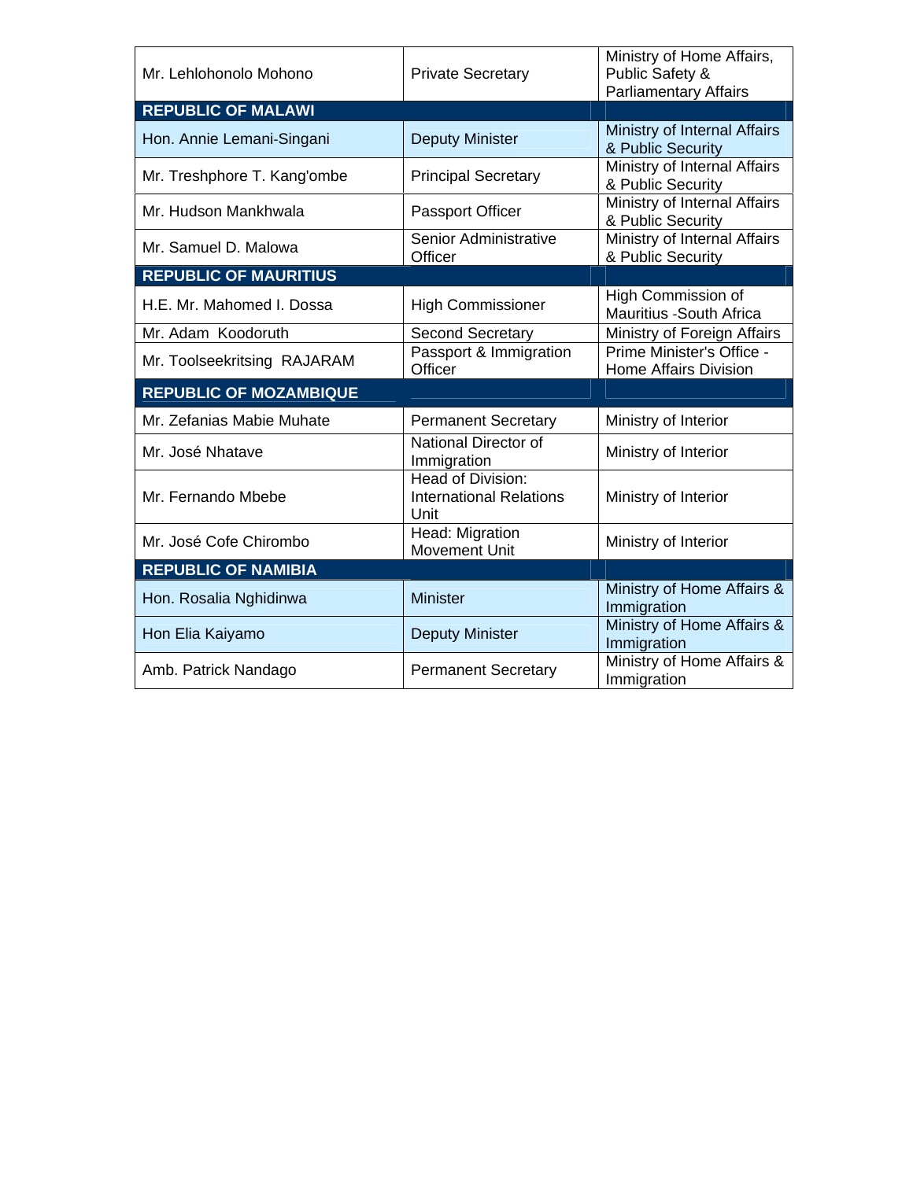| | | |
|---|---|---|
| Mr. Lehlohonolo Mohono | Private Secretary | Ministry of Home Affairs, Public Safety & Parliamentary Affairs |
| **REPUBLIC OF MALAWI** | | |
| Hon. Annie Lemani-Singani | Deputy Minister | Ministry of Internal Affairs & Public Security |
| Mr. Treshphore T. Kang'ombe | Principal Secretary | Ministry of Internal Affairs & Public Security |
| Mr. Hudson Mankhwala | Passport Officer | Ministry of Internal Affairs & Public Security |
| Mr. Samuel D. Malowa | Senior Administrative Officer | Ministry of Internal Affairs & Public Security |
| **REPUBLIC OF MAURITIUS** | | |
| H.E. Mr. Mahomed I. Dossa | High Commissioner | High Commission of Mauritius -South Africa |
| Mr. Adam Koodoruth | Second Secretary | Ministry of Foreign Affairs |
| Mr. Toolseekritsing RAJARAM | Passport & Immigration Officer | Prime Minister's Office - Home Affairs Division |
| **REPUBLIC OF MOZAMBIQUE** | | |
| Mr. Zefanias Mabie Muhate | Permanent Secretary | Ministry of Interior |
| Mr. José Nhatave | National Director of Immigration | Ministry of Interior |
| Mr. Fernando Mbebe | Head of Division: International Relations Unit | Ministry of Interior |
| Mr. José Cofe Chirombo | Head: Migration Movement Unit | Ministry of Interior |
| **REPUBLIC OF NAMIBIA** | | |
| Hon. Rosalia Nghidinwa | Minister | Ministry of Home Affairs & Immigration |
| Hon Elia Kaiyamo | Deputy Minister | Ministry of Home Affairs & Immigration |
| Amb. Patrick Nandago | Permanent Secretary | Ministry of Home Affairs & Immigration |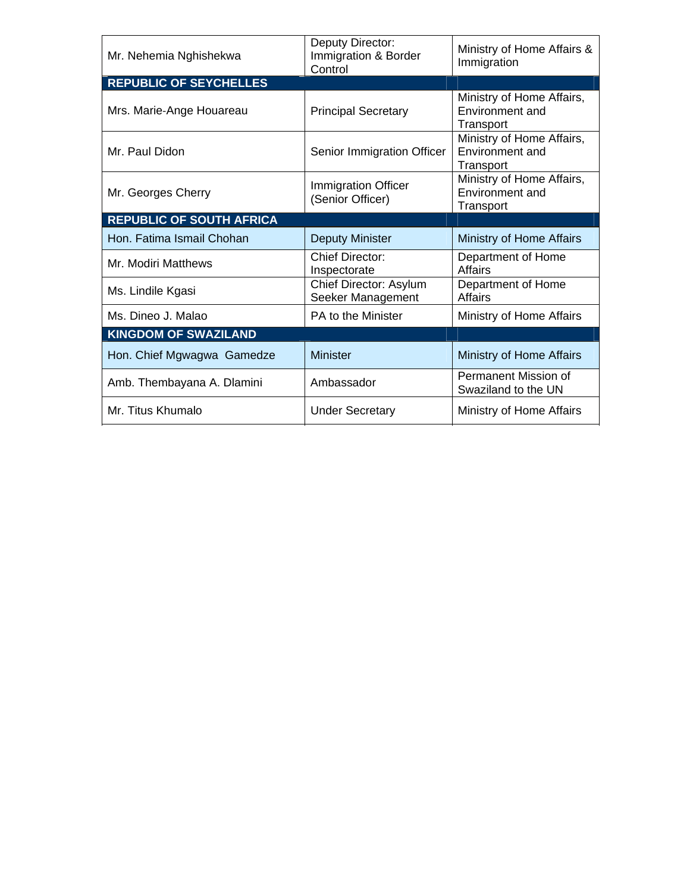| | | |
|---|---|---|
| Mr. Nehemia Nghishekwa | Deputy Director: Immigration & Border Control | Ministry of Home Affairs & Immigration |
| **REPUBLIC OF SEYCHELLES** | | |
| Mrs. Marie-Ange Houareau | Principal Secretary | Ministry of Home Affairs, Environment and Transport |
| Mr. Paul Didon | Senior Immigration Officer | Ministry of Home Affairs, Environment and Transport |
| Mr. Georges Cherry | Immigration Officer (Senior Officer) | Ministry of Home Affairs, Environment and Transport |
| **REPUBLIC OF SOUTH AFRICA** | | |
| Hon. Fatima Ismail Chohan | Deputy Minister | Ministry of Home Affairs |
| Mr. Modiri Matthews | Chief Director: Inspectorate | Department of Home Affairs |
| Ms. Lindile Kgasi | Chief Director: Asylum Seeker Management | Department of Home Affairs |
| Ms. Dineo J. Malao | PA to the Minister | Ministry of Home Affairs |
| **KINGDOM OF SWAZILAND** | | |
| Hon. Chief Mgwagwa Gamedze | Minister | Ministry of Home Affairs |
| Amb. Thembayana A. Dlamini | Ambassador | Permanent Mission of Swaziland to the UN |
| Mr. Titus Khumalo | Under Secretary | Ministry of Home Affairs |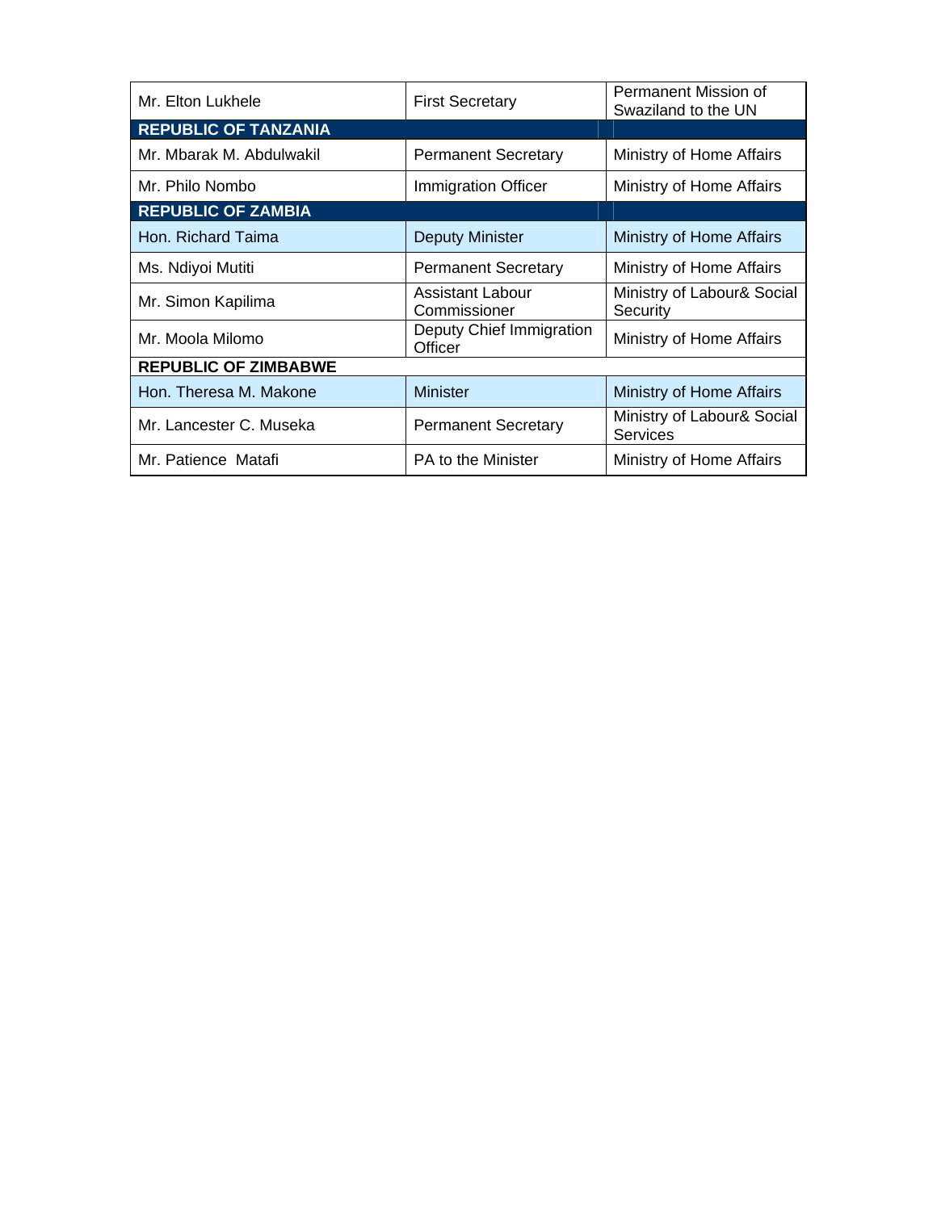| | | |
|---|---|---|
| Mr. Elton Lukhele | First Secretary | Permanent Mission of Swaziland to the UN |
| **REPUBLIC OF TANZANIA** | | |
| Mr. Mbarak M. Abdulwakil | Permanent Secretary | Ministry of Home Affairs |
| Mr. Philo Nombo | Immigration Officer | Ministry of Home Affairs |
| **REPUBLIC OF ZAMBIA** | | |
| Hon. Richard Taima | Deputy Minister | Ministry of Home Affairs |
| Ms. Ndiyoi Mutiti | Permanent Secretary | Ministry of Home Affairs |
| Mr. Simon Kapilima | Assistant Labour Commissioner | Ministry of Labour& Social Security |
| Mr. Moola Milomo | Deputy Chief Immigration Officer | Ministry of Home Affairs |
| **REPUBLIC OF ZIMBABWE** | | |
| Hon. Theresa M. Makone | Minister | Ministry of Home Affairs |
| Mr. Lancester C. Museka | Permanent Secretary | Ministry of Labour& Social Services |
| Mr. Patience Matafi | PA to the Minister | Ministry of Home Affairs |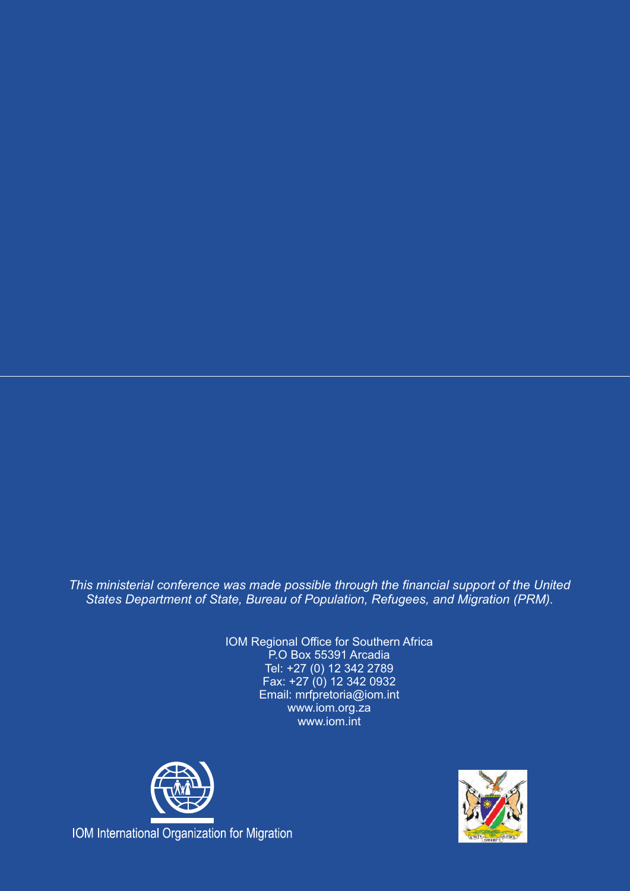*This ministerial conference was made possible through the financial support of the United States Department of State, Bureau of Population, Refugees, and Migration (PRM).*

IOM Regional Office for Southern Africa
P.O Box 55391 Arcadia
Tel: +27 (0) 12 342 2789
Fax: +27 (0) 12 342 0932
Email: mrfpretoria@iom.int
www.iom.org.za
www.iom.int

IOM International Organization for Migration